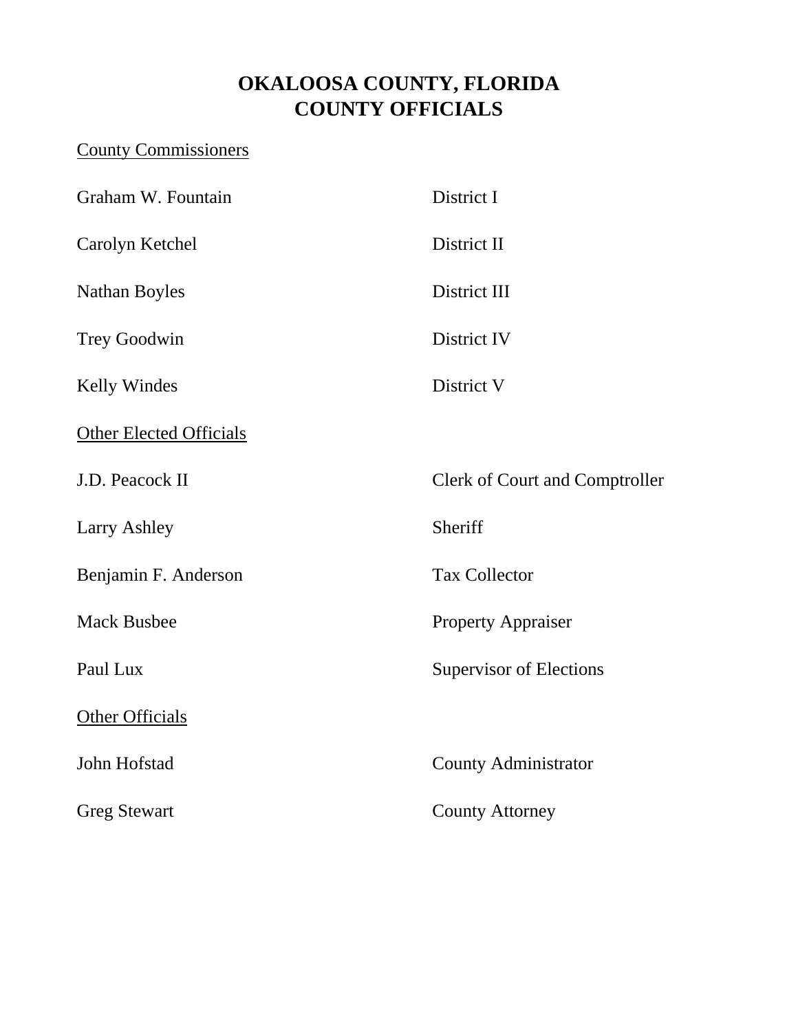# OKALOOSA COUNTY, FLORIDA
# COUNTY OFFICIALS

County Commissioners

| | |
|---|---|
| Graham W. Fountain | District I |
| Carolyn Ketchel | District II |
| Nathan Boyles | District III |
| Trey Goodwin | District IV |
| Kelly Windes | District V |

Other Elected Officials

| | |
|---|---|
| J.D. Peacock II | Clerk of Court and Comptroller |
| Larry Ashley | Sheriff |
| Benjamin F. Anderson | Tax Collector |
| Mack Busbee | Property Appraiser |
| Paul Lux | Supervisor of Elections |

Other Officials

| | |
|---|---|
| John Hofstad | County Administrator |
| Greg Stewart | County Attorney |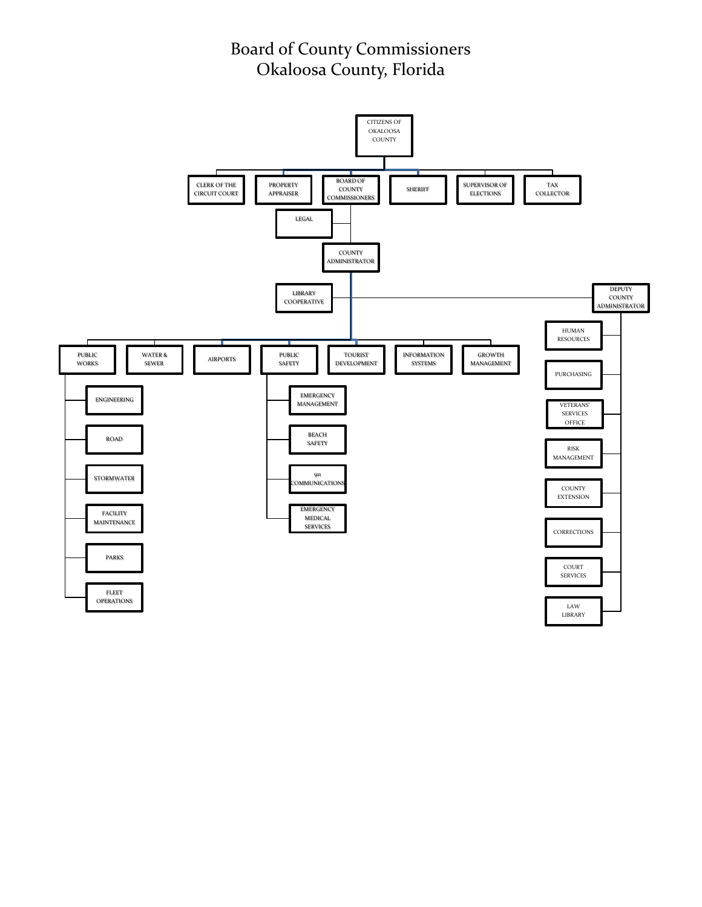# Board of County Commissioners
# Okaloosa County, Florida

- CITIZENS OF OKALOOSA COUNTY
  - CLERK OF THE CIRCUIT COURT
  - PROPERTY APPRAISER
  - BOARD OF COUNTY COMMISSIONERS
    - LEGAL
    - COUNTY ADMINISTRATOR
      - LIBRARY COOPERATIVE
      - DEPUTY COUNTY ADMINISTRATOR
        - HUMAN RESOURCES
        - PURCHASING
        - VETERANS' SERVICES OFFICE
        - RISK MANAGEMENT
        - COUNTY EXTENSION
        - CORRECTIONS
        - COURT SERVICES
        - LAW LIBRARY
      - PUBLIC WORKS
        - ENGINEERING
        - ROAD
        - STORMWATER
        - FACILITY MAINTENANCE
        - PARKS
        - FLEET OPERATIONS
      - WATER & SEWER
      - AIRPORTS
      - PUBLIC SAFETY
        - EMERGENCY MANAGEMENT
        - BEACH SAFETY
        - 911 COMMUNICATIONS
        - EMERGENCY MEDICAL SERVICES
      - TOURIST DEVELOPMENT
      - INFORMATION SYSTEMS
      - GROWTH MANAGEMENT
  - SHERIFF
  - SUPERVISOR OF ELECTIONS
  - TAX COLLECTOR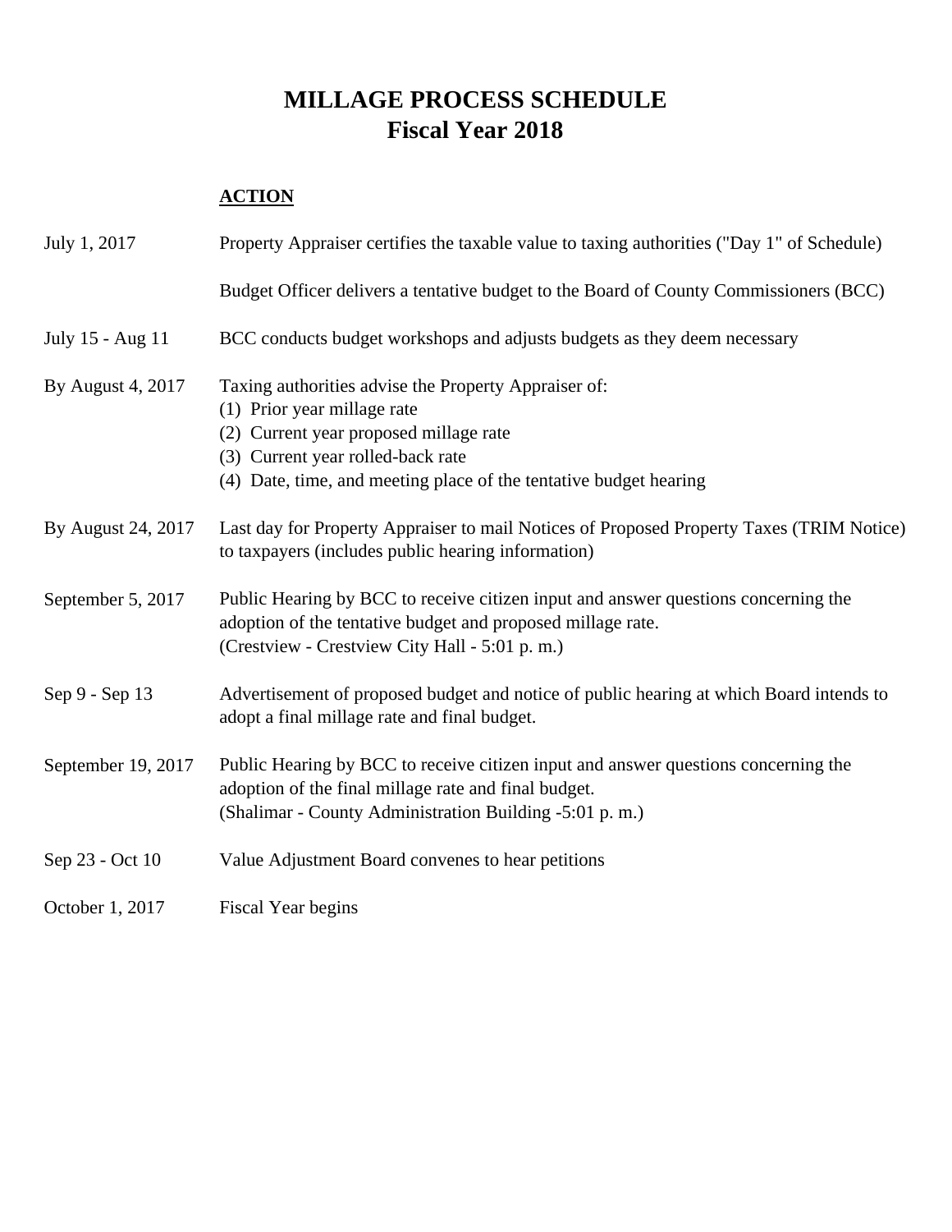# MILLAGE PROCESS SCHEDULE
## Fiscal Year 2018

| | **ACTION** |
|---|---|
| July 1, 2017 | Property Appraiser certifies the taxable value to taxing authorities ("Day 1" of Schedule) |
| | Budget Officer delivers a tentative budget to the Board of County Commissioners (BCC) |
| July 15 - Aug 11 | BCC conducts budget workshops and adjusts budgets as they deem necessary |
| By August 4, 2017 | Taxing authorities advise the Property Appraiser of:<br>(1) Prior year millage rate<br>(2) Current year proposed millage rate<br>(3) Current year rolled-back rate<br>(4) Date, time, and meeting place of the tentative budget hearing |
| By August 24, 2017 | Last day for Property Appraiser to mail Notices of Proposed Property Taxes (TRIM Notice) to taxpayers (includes public hearing information) |
| September 5, 2017 | Public Hearing by BCC to receive citizen input and answer questions concerning the adoption of the tentative budget and proposed millage rate.<br>(Crestview - Crestview City Hall - 5:01 p. m.) |
| Sep 9 - Sep 13 | Advertisement of proposed budget and notice of public hearing at which Board intends to adopt a final millage rate and final budget. |
| September 19, 2017 | Public Hearing by BCC to receive citizen input and answer questions concerning the adoption of the final millage rate and final budget.<br>(Shalimar - County Administration Building -5:01 p. m.) |
| Sep 23 - Oct 10 | Value Adjustment Board convenes to hear petitions |
| October 1, 2017 | Fiscal Year begins |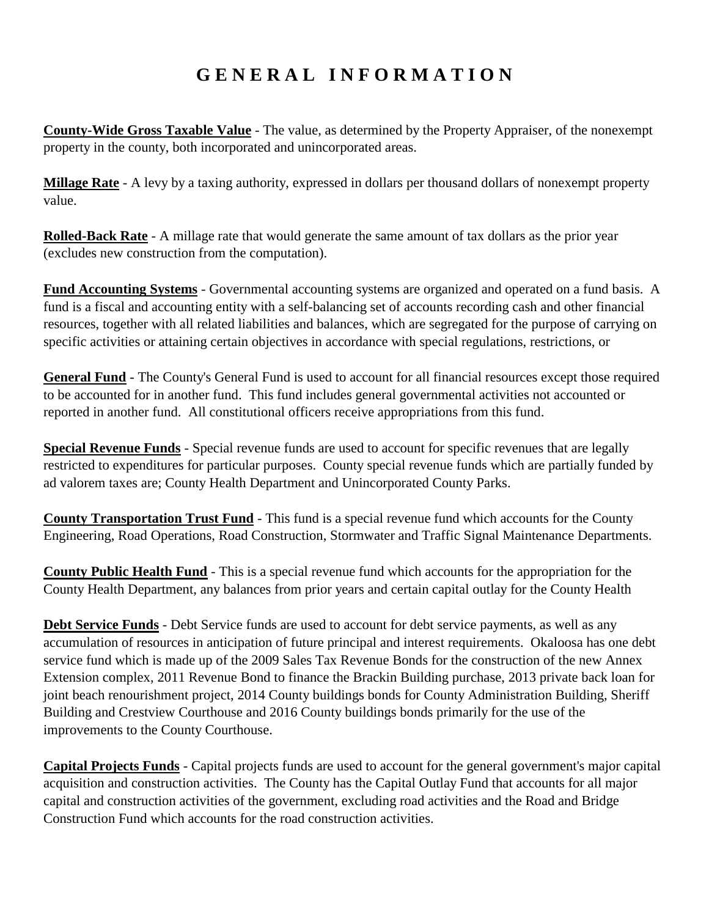# G E N E R A L   I N F O R M A T I O N

**County-Wide Gross Taxable Value** - The value, as determined by the Property Appraiser, of the nonexempt property in the county, both incorporated and unincorporated areas.

**Millage Rate** - A levy by a taxing authority, expressed in dollars per thousand dollars of nonexempt property value.

**Rolled-Back Rate** - A millage rate that would generate the same amount of tax dollars as the prior year (excludes new construction from the computation).

**Fund Accounting Systems** - Governmental accounting systems are organized and operated on a fund basis. A fund is a fiscal and accounting entity with a self-balancing set of accounts recording cash and other financial resources, together with all related liabilities and balances, which are segregated for the purpose of carrying on specific activities or attaining certain objectives in accordance with special regulations, restrictions, or

**General Fund** - The County's General Fund is used to account for all financial resources except those required to be accounted for in another fund. This fund includes general governmental activities not accounted or reported in another fund. All constitutional officers receive appropriations from this fund.

**Special Revenue Funds** - Special revenue funds are used to account for specific revenues that are legally restricted to expenditures for particular purposes. County special revenue funds which are partially funded by ad valorem taxes are; County Health Department and Unincorporated County Parks.

**County Transportation Trust Fund** - This fund is a special revenue fund which accounts for the County Engineering, Road Operations, Road Construction, Stormwater and Traffic Signal Maintenance Departments.

**County Public Health Fund** - This is a special revenue fund which accounts for the appropriation for the County Health Department, any balances from prior years and certain capital outlay for the County Health

**Debt Service Funds** - Debt Service funds are used to account for debt service payments, as well as any accumulation of resources in anticipation of future principal and interest requirements. Okaloosa has one debt service fund which is made up of the 2009 Sales Tax Revenue Bonds for the construction of the new Annex Extension complex, 2011 Revenue Bond to finance the Brackin Building purchase, 2013 private back loan for joint beach renourishment project, 2014 County buildings bonds for County Administration Building, Sheriff Building and Crestview Courthouse and 2016 County buildings bonds primarily for the use of the improvements to the County Courthouse.

**Capital Projects Funds** - Capital projects funds are used to account for the general government's major capital acquisition and construction activities. The County has the Capital Outlay Fund that accounts for all major capital and construction activities of the government, excluding road activities and the Road and Bridge Construction Fund which accounts for the road construction activities.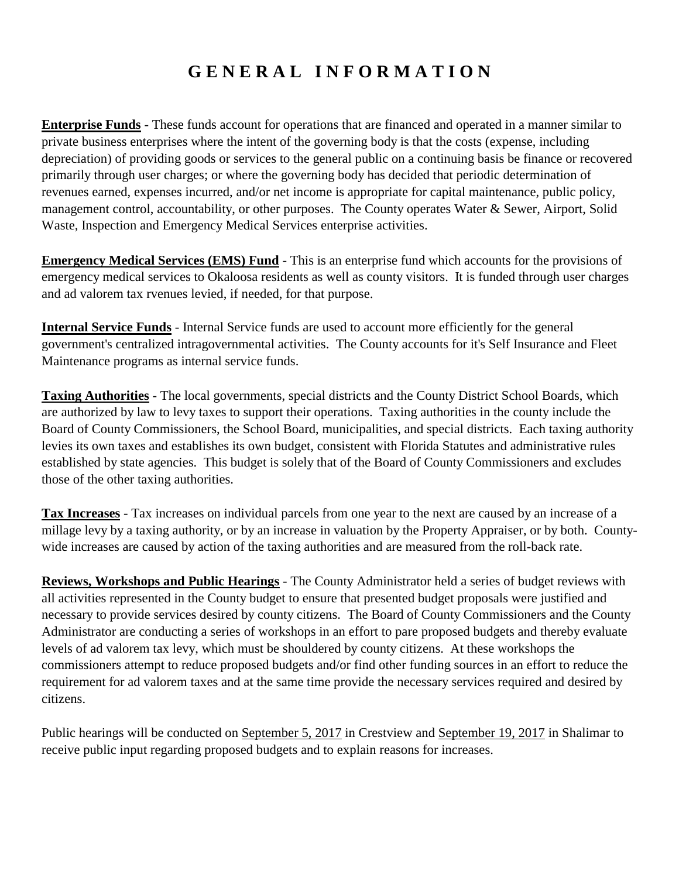# G E N E R A L   I N F O R M A T I O N

**Enterprise Funds** - These funds account for operations that are financed and operated in a manner similar to private business enterprises where the intent of the governing body is that the costs (expense, including depreciation) of providing goods or services to the general public on a continuing basis be finance or recovered primarily through user charges; or where the governing body has decided that periodic determination of revenues earned, expenses incurred, and/or net income is appropriate for capital maintenance, public policy, management control, accountability, or other purposes. The County operates Water & Sewer, Airport, Solid Waste, Inspection and Emergency Medical Services enterprise activities.

**Emergency Medical Services (EMS) Fund** - This is an enterprise fund which accounts for the provisions of emergency medical services to Okaloosa residents as well as county visitors. It is funded through user charges and ad valorem tax rvenues levied, if needed, for that purpose.

**Internal Service Funds** - Internal Service funds are used to account more efficiently for the general government's centralized intragovernmental activities. The County accounts for it's Self Insurance and Fleet Maintenance programs as internal service funds.

**Taxing Authorities** - The local governments, special districts and the County District School Boards, which are authorized by law to levy taxes to support their operations. Taxing authorities in the county include the Board of County Commissioners, the School Board, municipalities, and special districts. Each taxing authority levies its own taxes and establishes its own budget, consistent with Florida Statutes and administrative rules established by state agencies. This budget is solely that of the Board of County Commissioners and excludes those of the other taxing authorities.

**Tax Increases** - Tax increases on individual parcels from one year to the next are caused by an increase of a millage levy by a taxing authority, or by an increase in valuation by the Property Appraiser, or by both. County-wide increases are caused by action of the taxing authorities and are measured from the roll-back rate.

**Reviews, Workshops and Public Hearings** - The County Administrator held a series of budget reviews with all activities represented in the County budget to ensure that presented budget proposals were justified and necessary to provide services desired by county citizens. The Board of County Commissioners and the County Administrator are conducting a series of workshops in an effort to pare proposed budgets and thereby evaluate levels of ad valorem tax levy, which must be shouldered by county citizens. At these workshops the commissioners attempt to reduce proposed budgets and/or find other funding sources in an effort to reduce the requirement for ad valorem taxes and at the same time provide the necessary services required and desired by citizens.

Public hearings will be conducted on September 5, 2017 in Crestview and September 19, 2017 in Shalimar to receive public input regarding proposed budgets and to explain reasons for increases.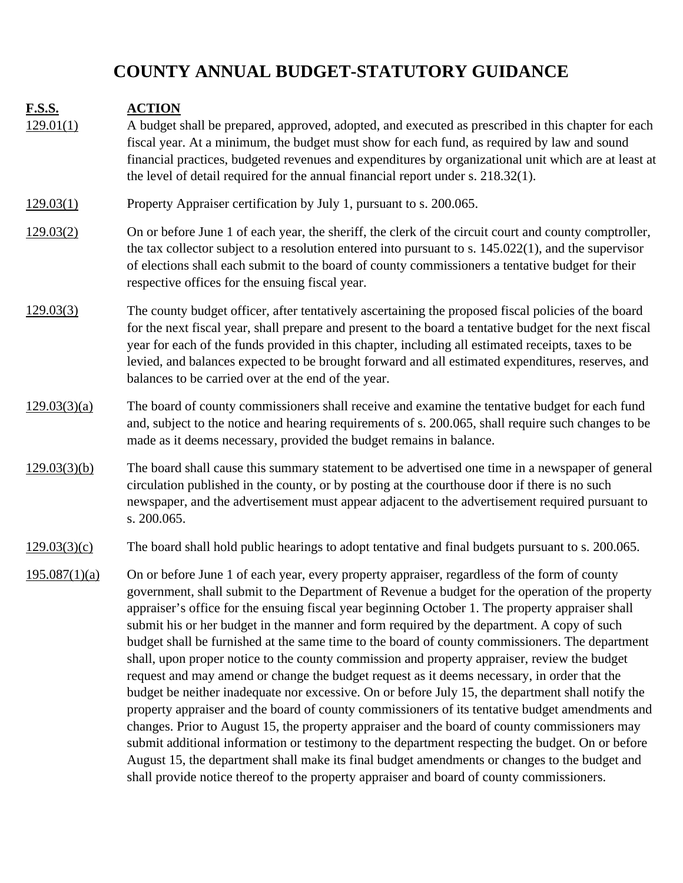# COUNTY ANNUAL BUDGET-STATUTORY GUIDANCE

| F.S.S. | ACTION |
|---|---|
| 129.01(1) | A budget shall be prepared, approved, adopted, and executed as prescribed in this chapter for each fiscal year. At a minimum, the budget must show for each fund, as required by law and sound financial practices, budgeted revenues and expenditures by organizational unit which are at least at the level of detail required for the annual financial report under s. 218.32(1). |
| 129.03(1) | Property Appraiser certification by July 1, pursuant to s. 200.065. |
| 129.03(2) | On or before June 1 of each year, the sheriff, the clerk of the circuit court and county comptroller, the tax collector subject to a resolution entered into pursuant to s. 145.022(1), and the supervisor of elections shall each submit to the board of county commissioners a tentative budget for their respective offices for the ensuing fiscal year. |
| 129.03(3) | The county budget officer, after tentatively ascertaining the proposed fiscal policies of the board for the next fiscal year, shall prepare and present to the board a tentative budget for the next fiscal year for each of the funds provided in this chapter, including all estimated receipts, taxes to be levied, and balances expected to be brought forward and all estimated expenditures, reserves, and balances to be carried over at the end of the year. |
| 129.03(3)(a) | The board of county commissioners shall receive and examine the tentative budget for each fund and, subject to the notice and hearing requirements of s. 200.065, shall require such changes to be made as it deems necessary, provided the budget remains in balance. |
| 129.03(3)(b) | The board shall cause this summary statement to be advertised one time in a newspaper of general circulation published in the county, or by posting at the courthouse door if there is no such newspaper, and the advertisement must appear adjacent to the advertisement required pursuant to s. 200.065. |
| 129.03(3)(c) | The board shall hold public hearings to adopt tentative and final budgets pursuant to s. 200.065. |
| 195.087(1)(a) | On or before June 1 of each year, every property appraiser, regardless of the form of county government, shall submit to the Department of Revenue a budget for the operation of the property appraiser's office for the ensuing fiscal year beginning October 1. The property appraiser shall submit his or her budget in the manner and form required by the department. A copy of such budget shall be furnished at the same time to the board of county commissioners. The department shall, upon proper notice to the county commission and property appraiser, review the budget request and may amend or change the budget request as it deems necessary, in order that the budget be neither inadequate nor excessive. On or before July 15, the department shall notify the property appraiser and the board of county commissioners of its tentative budget amendments and changes. Prior to August 15, the property appraiser and the board of county commissioners may submit additional information or testimony to the department respecting the budget. On or before August 15, the department shall make its final budget amendments or changes to the budget and shall provide notice thereof to the property appraiser and board of county commissioners. |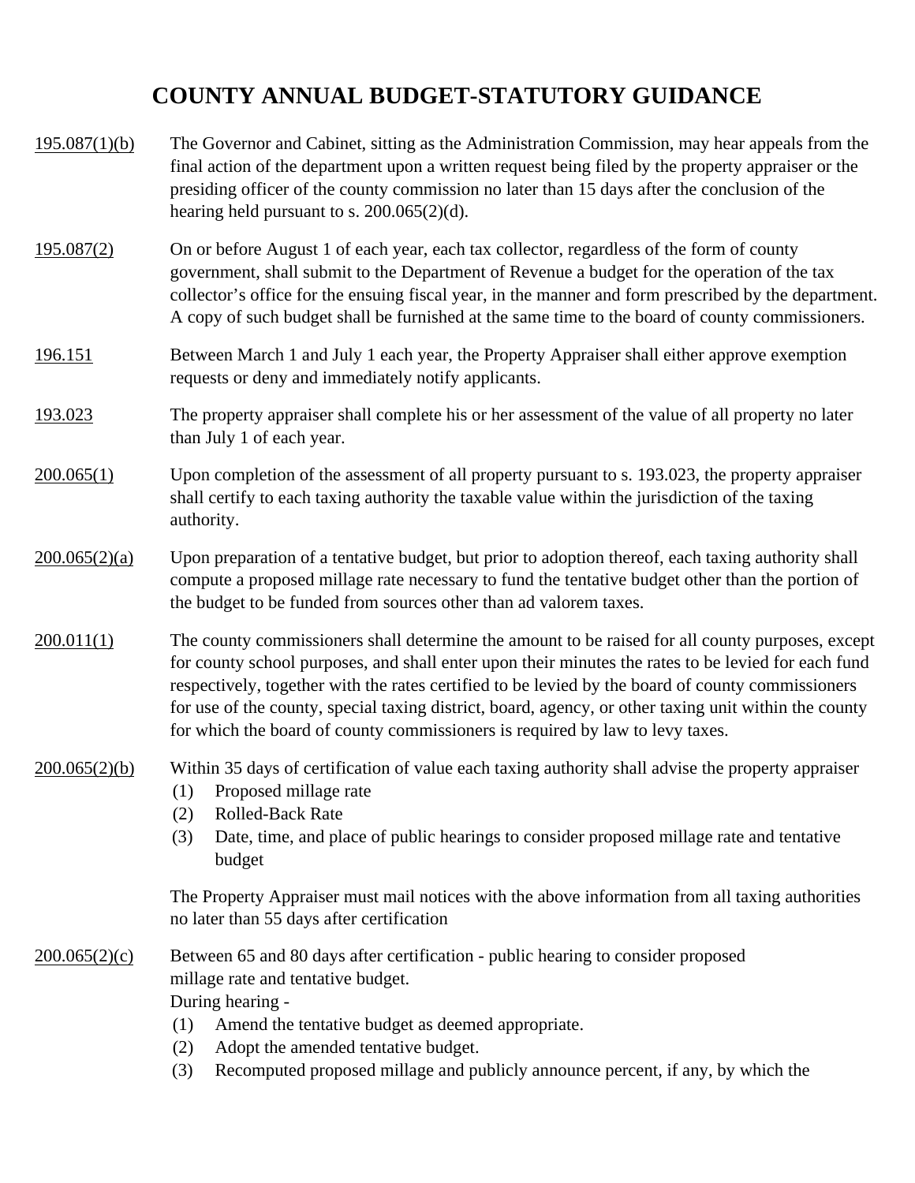# COUNTY ANNUAL BUDGET-STATUTORY GUIDANCE

195.087(1)(b) The Governor and Cabinet, sitting as the Administration Commission, may hear appeals from the final action of the department upon a written request being filed by the property appraiser or the presiding officer of the county commission no later than 15 days after the conclusion of the hearing held pursuant to s. 200.065(2)(d).

195.087(2) On or before August 1 of each year, each tax collector, regardless of the form of county government, shall submit to the Department of Revenue a budget for the operation of the tax collector's office for the ensuing fiscal year, in the manner and form prescribed by the department. A copy of such budget shall be furnished at the same time to the board of county commissioners.

196.151 Between March 1 and July 1 each year, the Property Appraiser shall either approve exemption requests or deny and immediately notify applicants.

193.023 The property appraiser shall complete his or her assessment of the value of all property no later than July 1 of each year.

200.065(1) Upon completion of the assessment of all property pursuant to s. 193.023, the property appraiser shall certify to each taxing authority the taxable value within the jurisdiction of the taxing authority.

200.065(2)(a) Upon preparation of a tentative budget, but prior to adoption thereof, each taxing authority shall compute a proposed millage rate necessary to fund the tentative budget other than the portion of the budget to be funded from sources other than ad valorem taxes.

200.011(1) The county commissioners shall determine the amount to be raised for all county purposes, except for county school purposes, and shall enter upon their minutes the rates to be levied for each fund respectively, together with the rates certified to be levied by the board of county commissioners for use of the county, special taxing district, board, agency, or other taxing unit within the county for which the board of county commissioners is required by law to levy taxes.

200.065(2)(b) Within 35 days of certification of value each taxing authority shall advise the property appraiser

(1) Proposed millage rate
(2) Rolled-Back Rate
(3) Date, time, and place of public hearings to consider proposed millage rate and tentative budget

The Property Appraiser must mail notices with the above information from all taxing authorities no later than 55 days after certification

200.065(2)(c) Between 65 and 80 days after certification - public hearing to consider proposed millage rate and tentative budget.
During hearing -

(1) Amend the tentative budget as deemed appropriate.
(2) Adopt the amended tentative budget.
(3) Recomputed proposed millage and publicly announce percent, if any, by which the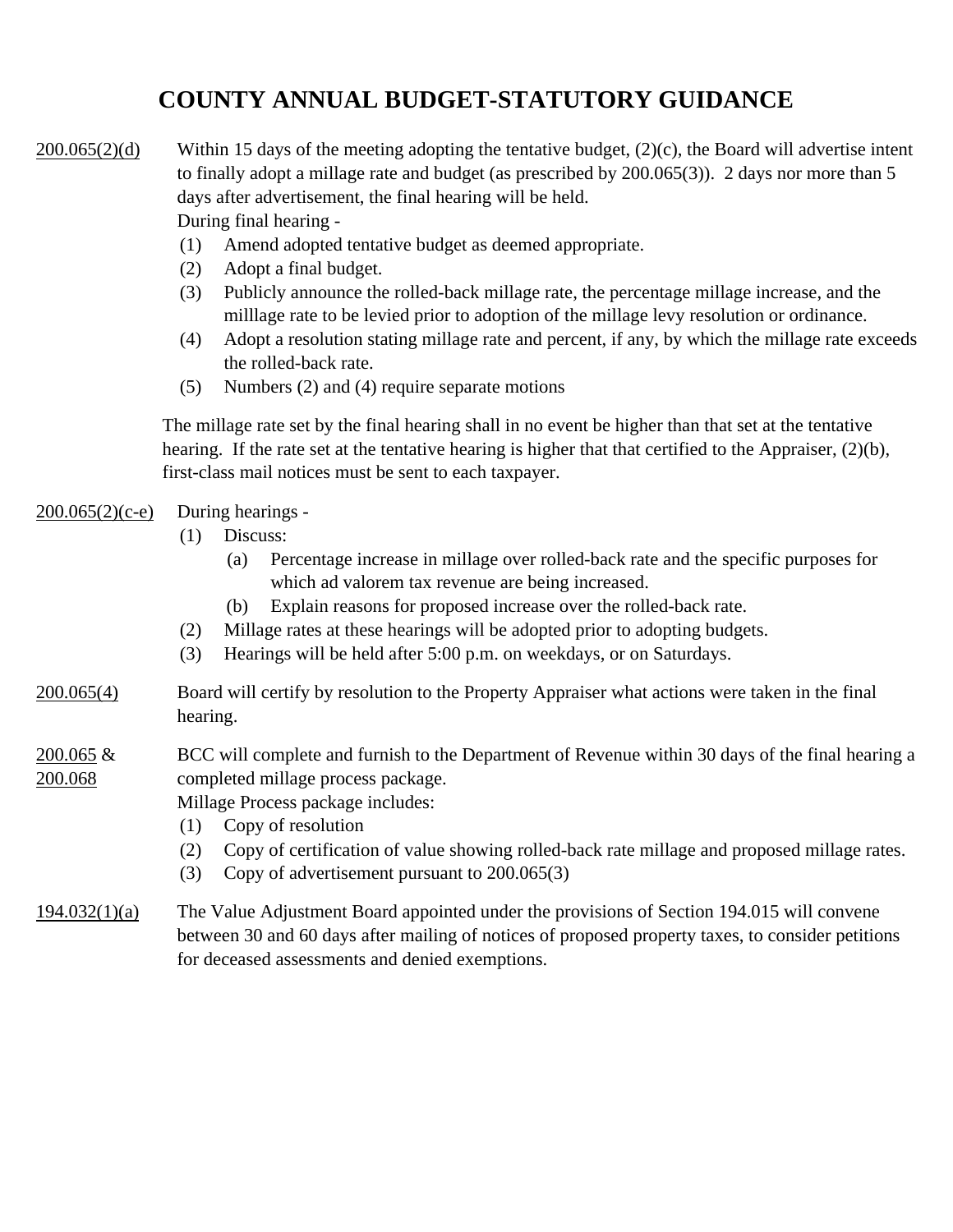# COUNTY ANNUAL BUDGET-STATUTORY GUIDANCE

**200.065(2)(d)** Within 15 days of the meeting adopting the tentative budget, (2)(c), the Board will advertise intent to finally adopt a millage rate and budget (as prescribed by 200.065(3)). 2 days nor more than 5 days after advertisement, the final hearing will be held.

During final hearing -

(1) Amend adopted tentative budget as deemed appropriate.
(2) Adopt a final budget.
(3) Publicly announce the rolled-back millage rate, the percentage millage increase, and the milllage rate to be levied prior to adoption of the millage levy resolution or ordinance.
(4) Adopt a resolution stating millage rate and percent, if any, by which the millage rate exceeds the rolled-back rate.
(5) Numbers (2) and (4) require separate motions

The millage rate set by the final hearing shall in no event be higher than that set at the tentative hearing. If the rate set at the tentative hearing is higher that that certified to the Appraiser, (2)(b), first-class mail notices must be sent to each taxpayer.

**200.065(2)(c-e)** During hearings -

(1) Discuss:
   (a) Percentage increase in millage over rolled-back rate and the specific purposes for which ad valorem tax revenue are being increased.
   (b) Explain reasons for proposed increase over the rolled-back rate.
(2) Millage rates at these hearings will be adopted prior to adopting budgets.
(3) Hearings will be held after 5:00 p.m. on weekdays, or on Saturdays.

**200.065(4)** Board will certify by resolution to the Property Appraiser what actions were taken in the final hearing.

**200.065 & 200.068** BCC will complete and furnish to the Department of Revenue within 30 days of the final hearing a completed millage process package.

Millage Process package includes:

(1) Copy of resolution
(2) Copy of certification of value showing rolled-back rate millage and proposed millage rates.
(3) Copy of advertisement pursuant to 200.065(3)

**194.032(1)(a)** The Value Adjustment Board appointed under the provisions of Section 194.015 will convene between 30 and 60 days after mailing of notices of proposed property taxes, to consider petitions for deceased assessments and denied exemptions.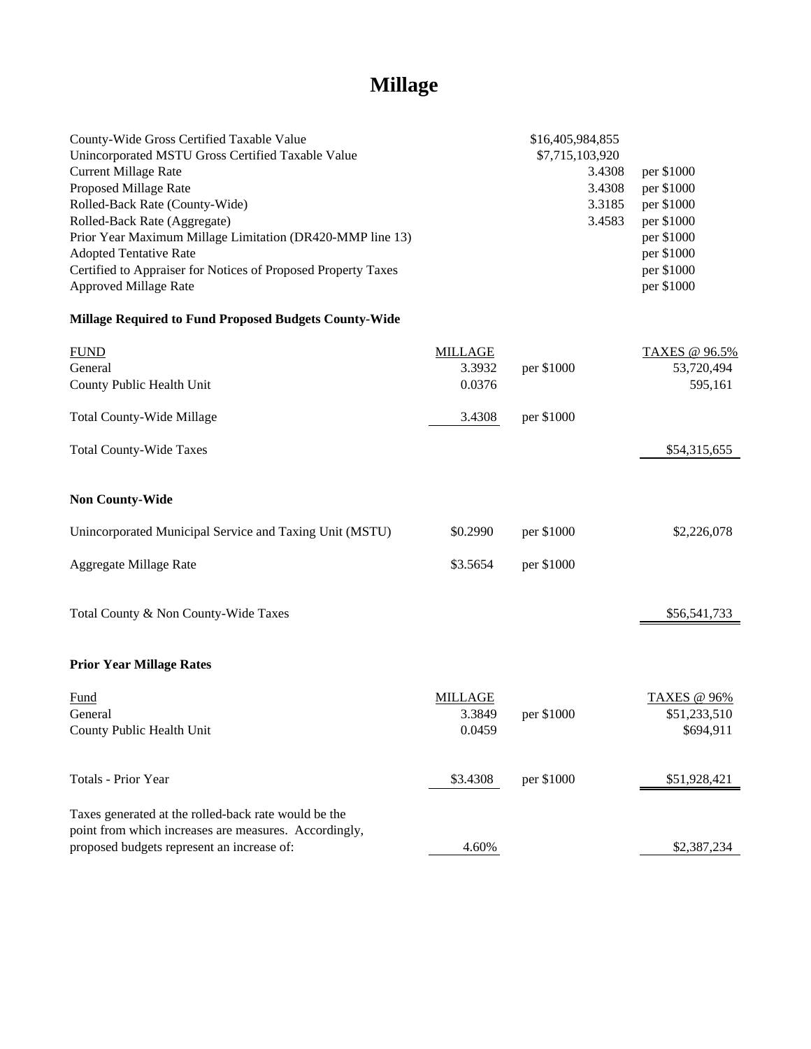# Millage

| | | |
|---|---|---|
| County-Wide Gross Certified Taxable Value | $16,405,984,855 | |
| Unincorporated MSTU Gross Certified Taxable Value | $7,715,103,920 | |
| Current Millage Rate | 3.4308 | per $1000 |
| Proposed Millage Rate | 3.4308 | per $1000 |
| Rolled-Back Rate (County-Wide) | 3.3185 | per $1000 |
| Rolled-Back Rate (Aggregate) | 3.4583 | per $1000 |
| Prior Year Maximum Millage Limitation (DR420-MMP line 13) | | per $1000 |
| Adopted Tentative Rate | | per $1000 |
| Certified to Appraiser for Notices of Proposed Property Taxes | | per $1000 |
| Approved Millage Rate | | per $1000 |

**Millage Required to Fund Proposed Budgets County-Wide**

| FUND | MILLAGE | | TAXES @ 96.5% |
|---|---|---|---|
| General | 3.3932 | per $1000 | 53,720,494 |
| County Public Health Unit | 0.0376 | | 595,161 |
| Total County-Wide Millage | 3.4308 | per $1000 | |
| Total County-Wide Taxes | | | $54,315,655 |

**Non County-Wide**

| | | | |
|---|---|---|---|
| Unincorporated Municipal Service and Taxing Unit (MSTU) | $0.2990 | per $1000 | $2,226,078 |
| Aggregate Millage Rate | $3.5654 | per $1000 | |
| Total County & Non County-Wide Taxes | | | $56,541,733 |

**Prior Year Millage Rates**

| Fund | MILLAGE | | TAXES @ 96% |
|---|---|---|---|
| General | 3.3849 | per $1000 | $51,233,510 |
| County Public Health Unit | 0.0459 | | $694,911 |
| Totals - Prior Year | $3.4308 | per $1000 | $51,928,421 |
| Taxes generated at the rolled-back rate would be the point from which increases are measures. Accordingly, proposed budgets represent an increase of: | 4.60% | | $2,387,234 |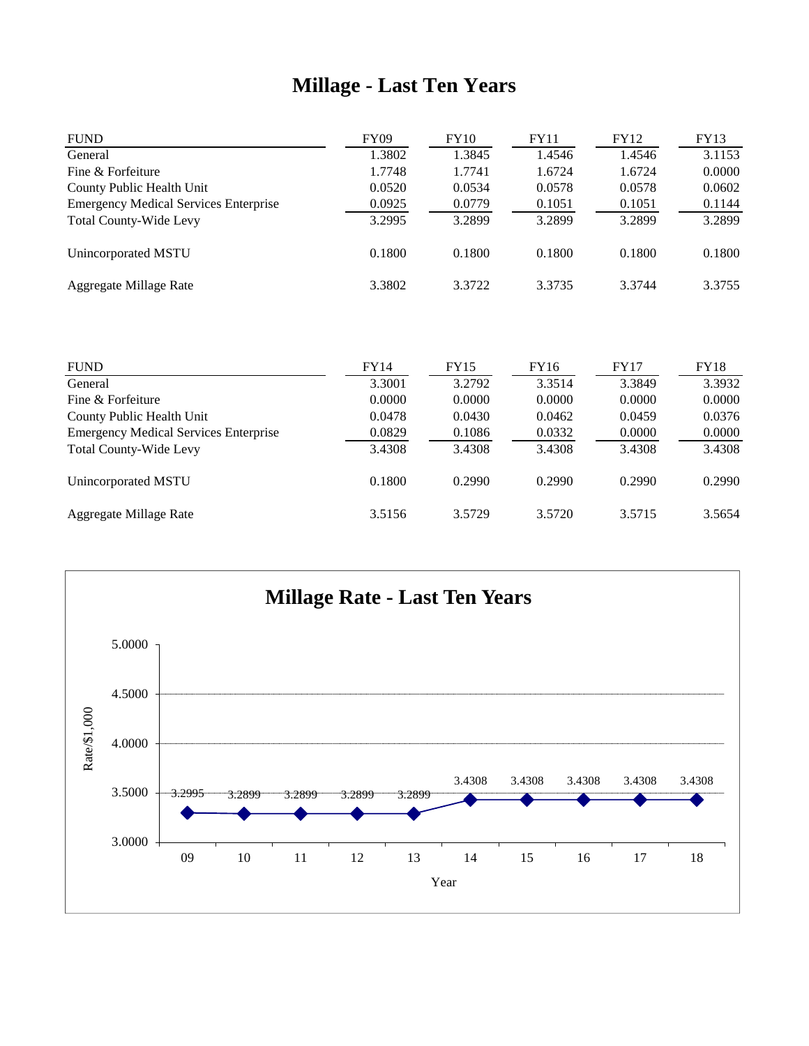# Millage - Last Ten Years

| FUND | FY09 | FY10 | FY11 | FY12 | FY13 |
|---|---|---|---|---|---|
| General | 1.3802 | 1.3845 | 1.4546 | 1.4546 | 3.1153 |
| Fine & Forfeiture | 1.7748 | 1.7741 | 1.6724 | 1.6724 | 0.0000 |
| County Public Health Unit | 0.0520 | 0.0534 | 0.0578 | 0.0578 | 0.0602 |
| Emergency Medical Services Enterprise | 0.0925 | 0.0779 | 0.1051 | 0.1051 | 0.1144 |
| Total County-Wide Levy | 3.2995 | 3.2899 | 3.2899 | 3.2899 | 3.2899 |
| Unincorporated MSTU | 0.1800 | 0.1800 | 0.1800 | 0.1800 | 0.1800 |
| Aggregate Millage Rate | 3.3802 | 3.3722 | 3.3735 | 3.3744 | 3.3755 |

| FUND | FY14 | FY15 | FY16 | FY17 | FY18 |
|---|---|---|---|---|---|
| General | 3.3001 | 3.2792 | 3.3514 | 3.3849 | 3.3932 |
| Fine & Forfeiture | 0.0000 | 0.0000 | 0.0000 | 0.0000 | 0.0000 |
| County Public Health Unit | 0.0478 | 0.0430 | 0.0462 | 0.0459 | 0.0376 |
| Emergency Medical Services Enterprise | 0.0829 | 0.1086 | 0.0332 | 0.0000 | 0.0000 |
| Total County-Wide Levy | 3.4308 | 3.4308 | 3.4308 | 3.4308 | 3.4308 |
| Unincorporated MSTU | 0.1800 | 0.2990 | 0.2990 | 0.2990 | 0.2990 |
| Aggregate Millage Rate | 3.5156 | 3.5729 | 3.5720 | 3.5715 | 3.5654 |

## Millage Rate - Last Ten Years

| Year | 09 | 10 | 11 | 12 | 13 | 14 | 15 | 16 | 17 | 18 |
|---|---|---|---|---|---|---|---|---|---|---|
| Rate/$1,000 | 3.2995 | 3.2899 | 3.2899 | 3.2899 | 3.2899 | 3.4308 | 3.4308 | 3.4308 | 3.4308 | 3.4308 |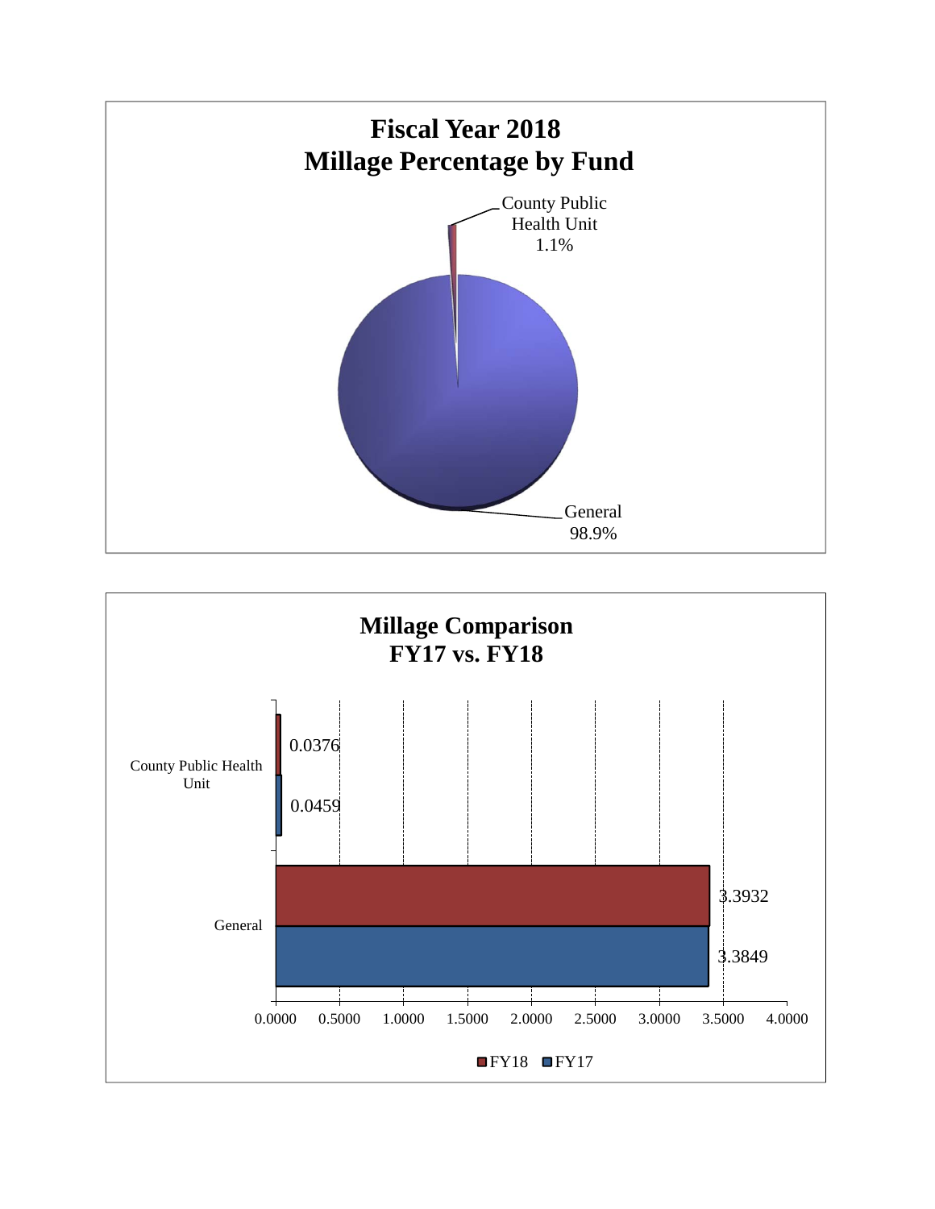## Fiscal Year 2018
## Millage Percentage by Fund

| Fund | Percentage |
|---|---|
| County Public Health Unit | 1.1% |
| General | 98.9% |

## Millage Comparison
## FY17 vs. FY18

| Fund | FY18 | FY17 |
|---|---|---|
| County Public Health Unit | 0.0376 | 0.0459 |
| General | 3.3932 | 3.3849 |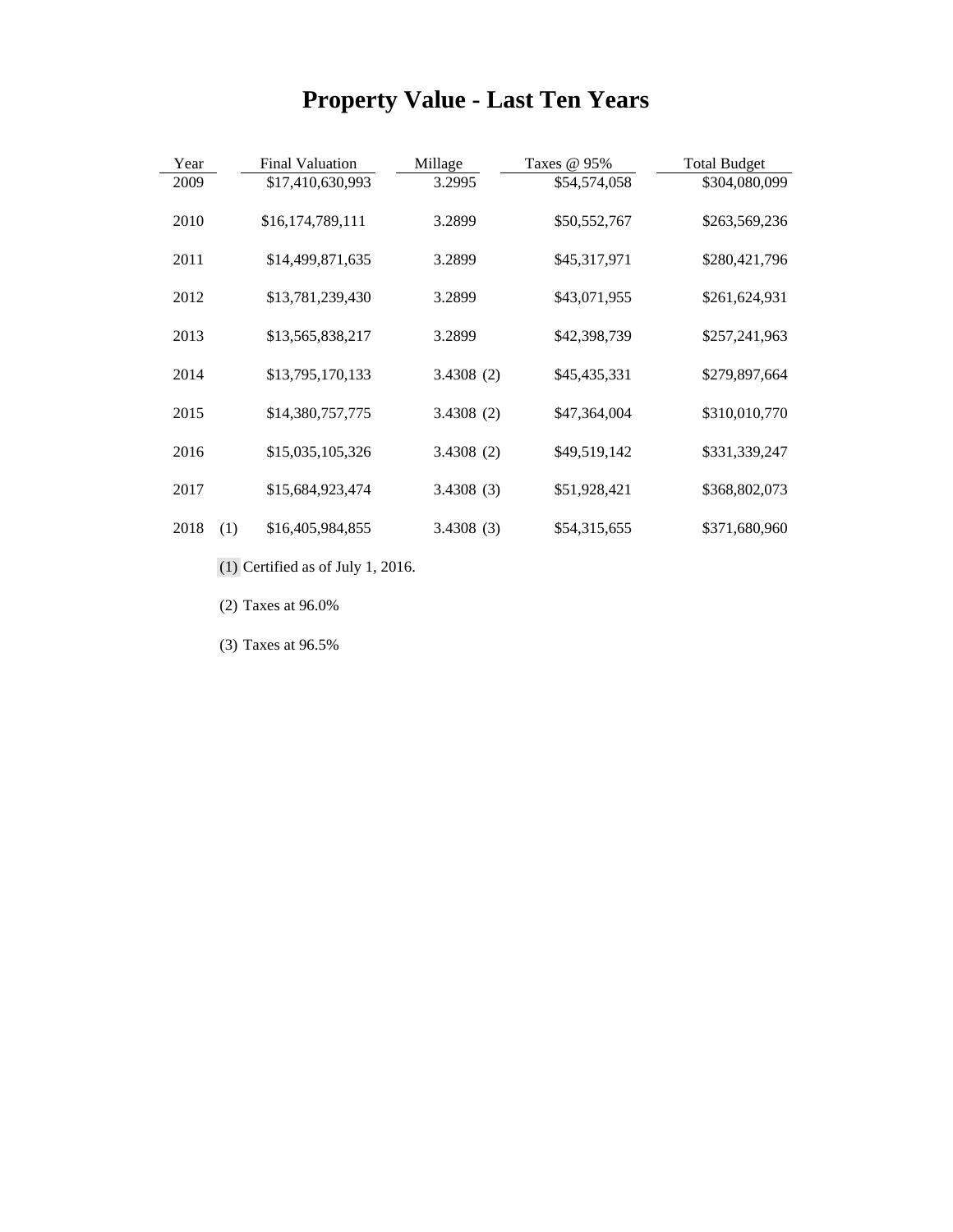# Property Value - Last Ten Years

| Year | Final Valuation | Millage | Taxes @ 95% | Total Budget |
|---|---|---|---|---|
| 2009 | $17,410,630,993 | 3.2995 | $54,574,058 | $304,080,099 |
| 2010 | $16,174,789,111 | 3.2899 | $50,552,767 | $263,569,236 |
| 2011 | $14,499,871,635 | 3.2899 | $45,317,971 | $280,421,796 |
| 2012 | $13,781,239,430 | 3.2899 | $43,071,955 | $261,624,931 |
| 2013 | $13,565,838,217 | 3.2899 | $42,398,739 | $257,241,963 |
| 2014 | $13,795,170,133 | 3.4308 (2) | $45,435,331 | $279,897,664 |
| 2015 | $14,380,757,775 | 3.4308 (2) | $47,364,004 | $310,010,770 |
| 2016 | $15,035,105,326 | 3.4308 (2) | $49,519,142 | $331,339,247 |
| 2017 | $15,684,923,474 | 3.4308 (3) | $51,928,421 | $368,802,073 |
| 2018 (1) | $16,405,984,855 | 3.4308 (3) | $54,315,655 | $371,680,960 |

(1) Certified as of July 1, 2016.

(2) Taxes at 96.0%

(3) Taxes at 96.5%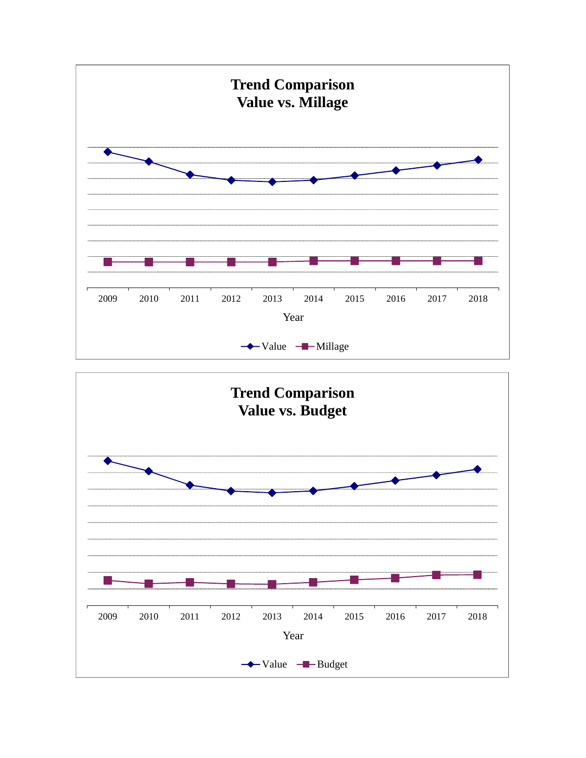# Trend Comparison
# Value vs. Millage

2009 2010 2011 2012 2013 2014 2015 2016 2017 2018

Year

Value Millage

# Trend Comparison
# Value vs. Budget

2009 2010 2011 2012 2013 2014 2015 2016 2017 2018

Year

Value Budget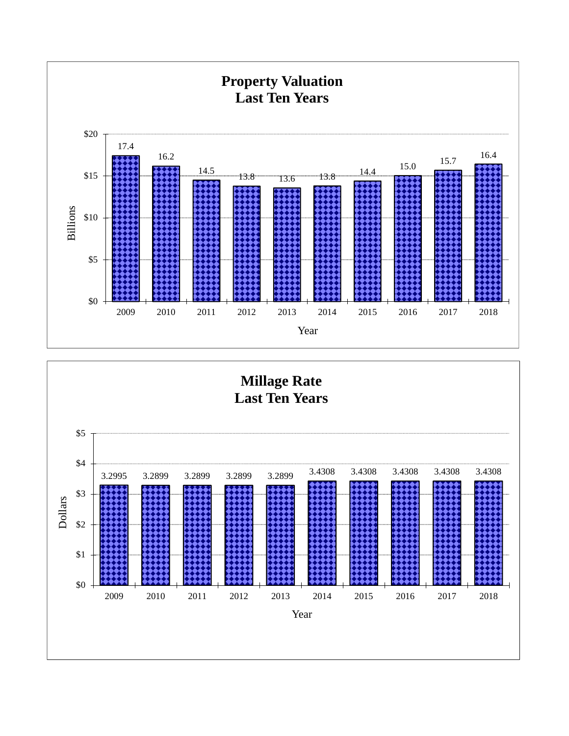## Property Valuation Last Ten Years

| Year | Billions |
|---|---|
| 2009 | 17.4 |
| 2010 | 16.2 |
| 2011 | 14.5 |
| 2012 | 13.8 |
| 2013 | 13.6 |
| 2014 | 13.8 |
| 2015 | 14.4 |
| 2016 | 15.0 |
| 2017 | 15.7 |
| 2018 | 16.4 |

## Millage Rate Last Ten Years

| Year | Dollars |
|---|---|
| 2009 | 3.2995 |
| 2010 | 3.2899 |
| 2011 | 3.2899 |
| 2012 | 3.2899 |
| 2013 | 3.2899 |
| 2014 | 3.4308 |
| 2015 | 3.4308 |
| 2016 | 3.4308 |
| 2017 | 3.4308 |
| 2018 | 3.4308 |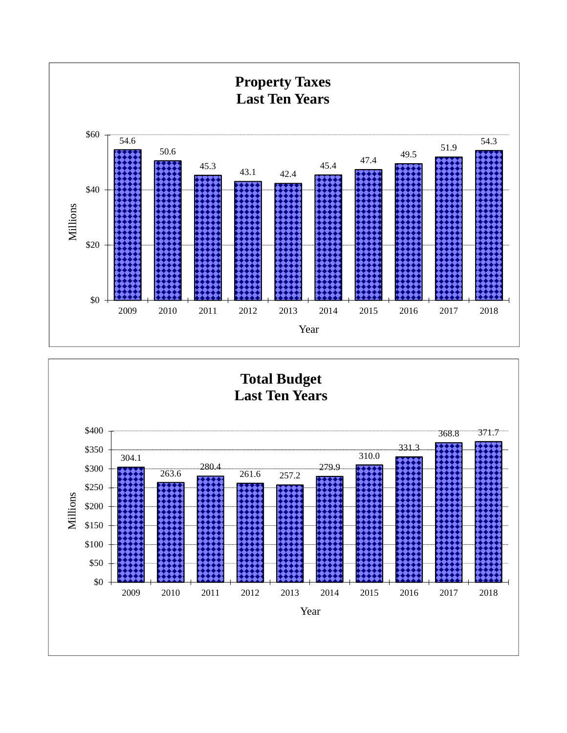## Property Taxes Last Ten Years

| Year | Millions |
|---|---|
| 2009 | 54.6 |
| 2010 | 50.6 |
| 2011 | 45.3 |
| 2012 | 43.1 |
| 2013 | 42.4 |
| 2014 | 45.4 |
| 2015 | 47.4 |
| 2016 | 49.5 |
| 2017 | 51.9 |
| 2018 | 54.3 |

## Total Budget Last Ten Years

| Year | Millions |
|---|---|
| 2009 | 304.1 |
| 2010 | 263.6 |
| 2011 | 280.4 |
| 2012 | 261.6 |
| 2013 | 257.2 |
| 2014 | 279.9 |
| 2015 | 310.0 |
| 2016 | 331.3 |
| 2017 | 368.8 |
| 2018 | 371.7 |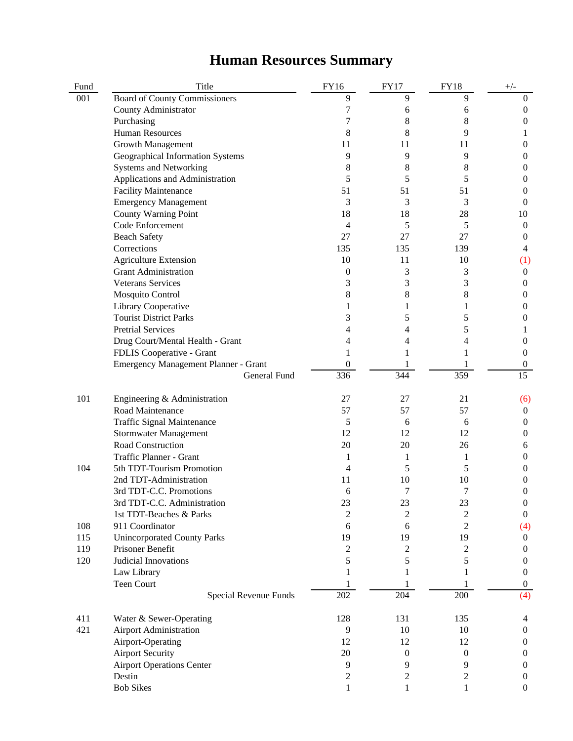# Human Resources Summary

| Fund | Title | FY16 | FY17 | FY18 | +/- |
|---|---|---|---|---|---|
| 001 | Board of County Commissioners | 9 | 9 | 9 | 0 |
| | County Administrator | 7 | 6 | 6 | 0 |
| | Purchasing | 7 | 8 | 8 | 0 |
| | Human Resources | 8 | 8 | 9 | 1 |
| | Growth Management | 11 | 11 | 11 | 0 |
| | Geographical Information Systems | 9 | 9 | 9 | 0 |
| | Systems and Networking | 8 | 8 | 8 | 0 |
| | Applications and Administration | 5 | 5 | 5 | 0 |
| | Facility Maintenance | 51 | 51 | 51 | 0 |
| | Emergency Management | 3 | 3 | 3 | 0 |
| | County Warning Point | 18 | 18 | 28 | 10 |
| | Code Enforcement | 4 | 5 | 5 | 0 |
| | Beach Safety | 27 | 27 | 27 | 0 |
| | Corrections | 135 | 135 | 139 | 4 |
| | Agriculture Extension | 10 | 11 | 10 | (1) |
| | Grant Administration | 0 | 3 | 3 | 0 |
| | Veterans Services | 3 | 3 | 3 | 0 |
| | Mosquito Control | 8 | 8 | 8 | 0 |
| | Library Cooperative | 1 | 1 | 1 | 0 |
| | Tourist District Parks | 3 | 5 | 5 | 0 |
| | Pretrial Services | 4 | 4 | 5 | 1 |
| | Drug Court/Mental Health - Grant | 4 | 4 | 4 | 0 |
| | FDLIS Cooperative - Grant | 1 | 1 | 1 | 0 |
| | Emergency Management Planner - Grant | 0 | 1 | 1 | 0 |
| | General Fund | 336 | 344 | 359 | 15 |
| 101 | Engineering & Administration | 27 | 27 | 21 | (6) |
| | Road Maintenance | 57 | 57 | 57 | 0 |
| | Traffic Signal Maintenance | 5 | 6 | 6 | 0 |
| | Stormwater Management | 12 | 12 | 12 | 0 |
| | Road Construction | 20 | 20 | 26 | 6 |
| | Traffic Planner - Grant | 1 | 1 | 1 | 0 |
| 104 | 5th TDT-Tourism Promotion | 4 | 5 | 5 | 0 |
| | 2nd TDT-Administration | 11 | 10 | 10 | 0 |
| | 3rd TDT-C.C. Promotions | 6 | 7 | 7 | 0 |
| | 3rd TDT-C.C. Administration | 23 | 23 | 23 | 0 |
| | 1st TDT-Beaches & Parks | 2 | 2 | 2 | 0 |
| 108 | 911 Coordinator | 6 | 6 | 2 | (4) |
| 115 | Unincorporated County Parks | 19 | 19 | 19 | 0 |
| 119 | Prisoner Benefit | 2 | 2 | 2 | 0 |
| 120 | Judicial Innovations | 5 | 5 | 5 | 0 |
| | Law Library | 1 | 1 | 1 | 0 |
| | Teen Court | 1 | 1 | 1 | 0 |
| | Special Revenue Funds | 202 | 204 | 200 | (4) |
| 411 | Water & Sewer-Operating | 128 | 131 | 135 | 4 |
| 421 | Airport Administration | 9 | 10 | 10 | 0 |
| | Airport-Operating | 12 | 12 | 12 | 0 |
| | Airport Security | 20 | 0 | 0 | 0 |
| | Airport Operations Center | 9 | 9 | 9 | 0 |
| | Destin | 2 | 2 | 2 | 0 |
| | Bob Sikes | 1 | 1 | 1 | 0 |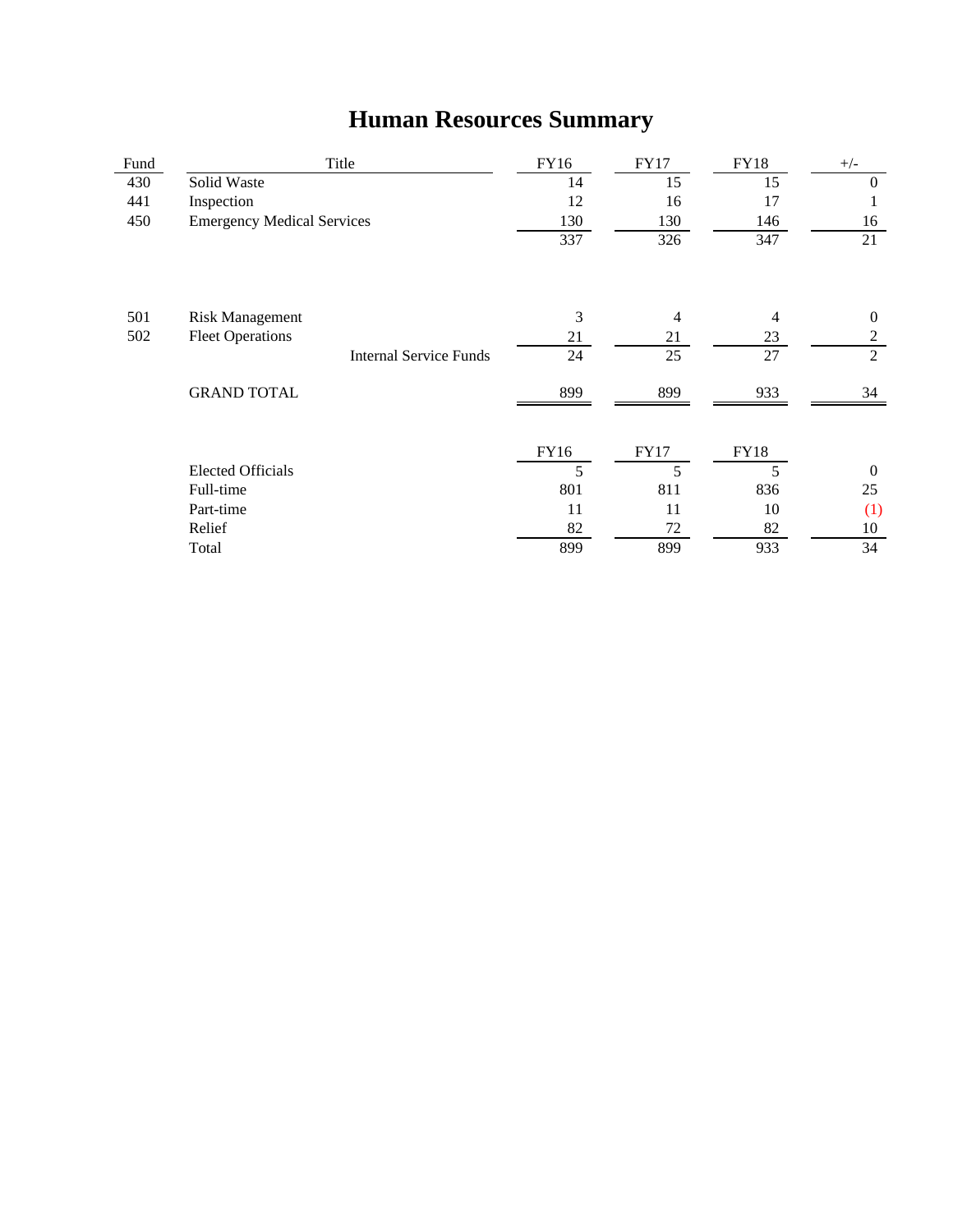# Human Resources Summary

| Fund | Title | FY16 | FY17 | FY18 | +/- |
|---|---|---|---|---|---|
| 430 | Solid Waste | 14 | 15 | 15 | 0 |
| 441 | Inspection | 12 | 16 | 17 | 1 |
| 450 | Emergency Medical Services | 130 | 130 | 146 | 16 |
| | | 337 | 326 | 347 | 21 |
| | | | | | |
| 501 | Risk Management | 3 | 4 | 4 | 0 |
| 502 | Fleet Operations | 21 | 21 | 23 | 2 |
| | Internal Service Funds | 24 | 25 | 27 | 2 |
| | | | | | |
| | GRAND TOTAL | 899 | 899 | 933 | 34 |

| | FY16 | FY17 | FY18 | |
|---|---|---|---|---|
| Elected Officials | 5 | 5 | 5 | 0 |
| Full-time | 801 | 811 | 836 | 25 |
| Part-time | 11 | 11 | 10 | (1) |
| Relief | 82 | 72 | 82 | 10 |
| Total | 899 | 899 | 933 | 34 |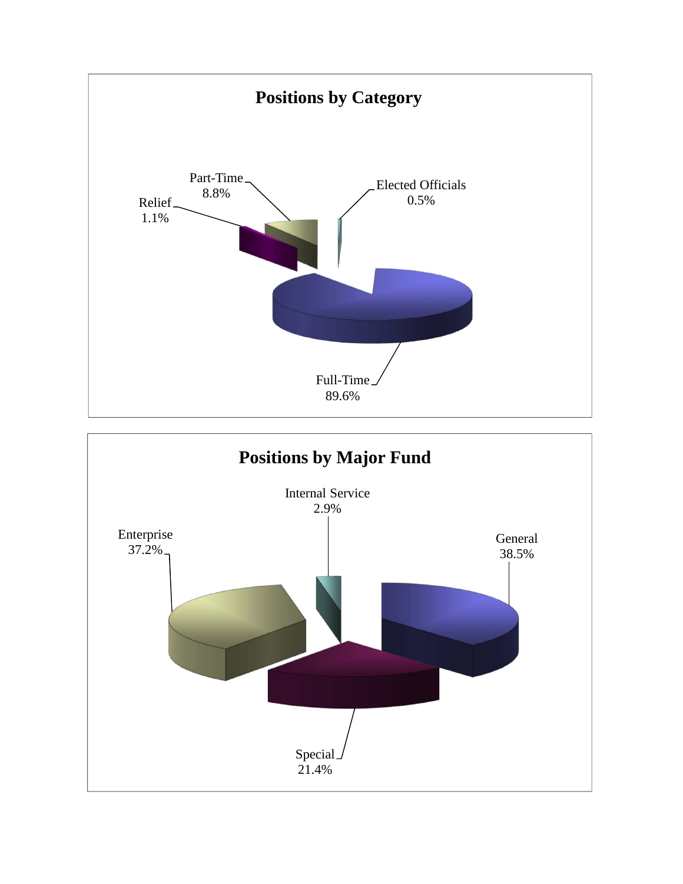## Positions by Category

| Category | Percentage |
|---|---|
| Full-Time | 89.6% |
| Part-Time | 8.8% |
| Relief | 1.1% |
| Elected Officials | 0.5% |

## Positions by Major Fund

| Fund | Percentage |
|---|---|
| General | 38.5% |
| Enterprise | 37.2% |
| Special | 21.4% |
| Internal Service | 2.9% |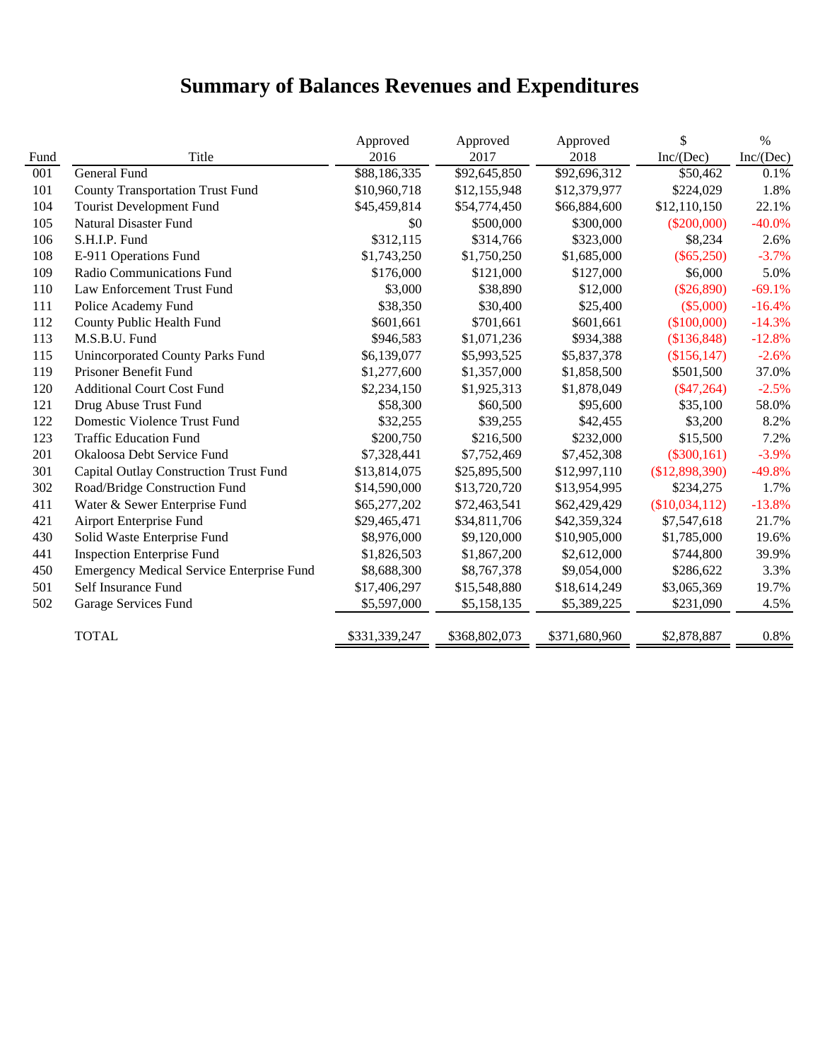# Summary of Balances Revenues and Expenditures

| Fund | Title | Approved 2016 | Approved 2017 | Approved 2018 | $ Inc/(Dec) | % Inc/(Dec) |
|---|---|---|---|---|---|---|
| 001 | General Fund | $88,186,335 | $92,645,850 | $92,696,312 | $50,462 | 0.1% |
| 101 | County Transportation Trust Fund | $10,960,718 | $12,155,948 | $12,379,977 | $224,029 | 1.8% |
| 104 | Tourist Development Fund | $45,459,814 | $54,774,450 | $66,884,600 | $12,110,150 | 22.1% |
| 105 | Natural Disaster Fund | $0 | $500,000 | $300,000 | ($200,000) | -40.0% |
| 106 | S.H.I.P. Fund | $312,115 | $314,766 | $323,000 | $8,234 | 2.6% |
| 108 | E-911 Operations Fund | $1,743,250 | $1,750,250 | $1,685,000 | ($65,250) | -3.7% |
| 109 | Radio Communications Fund | $176,000 | $121,000 | $127,000 | $6,000 | 5.0% |
| 110 | Law Enforcement Trust Fund | $3,000 | $38,890 | $12,000 | ($26,890) | -69.1% |
| 111 | Police Academy Fund | $38,350 | $30,400 | $25,400 | ($5,000) | -16.4% |
| 112 | County Public Health Fund | $601,661 | $701,661 | $601,661 | ($100,000) | -14.3% |
| 113 | M.S.B.U. Fund | $946,583 | $1,071,236 | $934,388 | ($136,848) | -12.8% |
| 115 | Unincorporated County Parks Fund | $6,139,077 | $5,993,525 | $5,837,378 | ($156,147) | -2.6% |
| 119 | Prisoner Benefit Fund | $1,277,600 | $1,357,000 | $1,858,500 | $501,500 | 37.0% |
| 120 | Additional Court Cost Fund | $2,234,150 | $1,925,313 | $1,878,049 | ($47,264) | -2.5% |
| 121 | Drug Abuse Trust Fund | $58,300 | $60,500 | $95,600 | $35,100 | 58.0% |
| 122 | Domestic Violence Trust Fund | $32,255 | $39,255 | $42,455 | $3,200 | 8.2% |
| 123 | Traffic Education Fund | $200,750 | $216,500 | $232,000 | $15,500 | 7.2% |
| 201 | Okaloosa Debt Service Fund | $7,328,441 | $7,752,469 | $7,452,308 | ($300,161) | -3.9% |
| 301 | Capital Outlay Construction Trust Fund | $13,814,075 | $25,895,500 | $12,997,110 | ($12,898,390) | -49.8% |
| 302 | Road/Bridge Construction Fund | $14,590,000 | $13,720,720 | $13,954,995 | $234,275 | 1.7% |
| 411 | Water & Sewer Enterprise Fund | $65,277,202 | $72,463,541 | $62,429,429 | ($10,034,112) | -13.8% |
| 421 | Airport Enterprise Fund | $29,465,471 | $34,811,706 | $42,359,324 | $7,547,618 | 21.7% |
| 430 | Solid Waste Enterprise Fund | $8,976,000 | $9,120,000 | $10,905,000 | $1,785,000 | 19.6% |
| 441 | Inspection Enterprise Fund | $1,826,503 | $1,867,200 | $2,612,000 | $744,800 | 39.9% |
| 450 | Emergency Medical Service Enterprise Fund | $8,688,300 | $8,767,378 | $9,054,000 | $286,622 | 3.3% |
| 501 | Self Insurance Fund | $17,406,297 | $15,548,880 | $18,614,249 | $3,065,369 | 19.7% |
| 502 | Garage Services Fund | $5,597,000 | $5,158,135 | $5,389,225 | $231,090 | 4.5% |
| | TOTAL | $331,339,247 | $368,802,073 | $371,680,960 | $2,878,887 | 0.8% |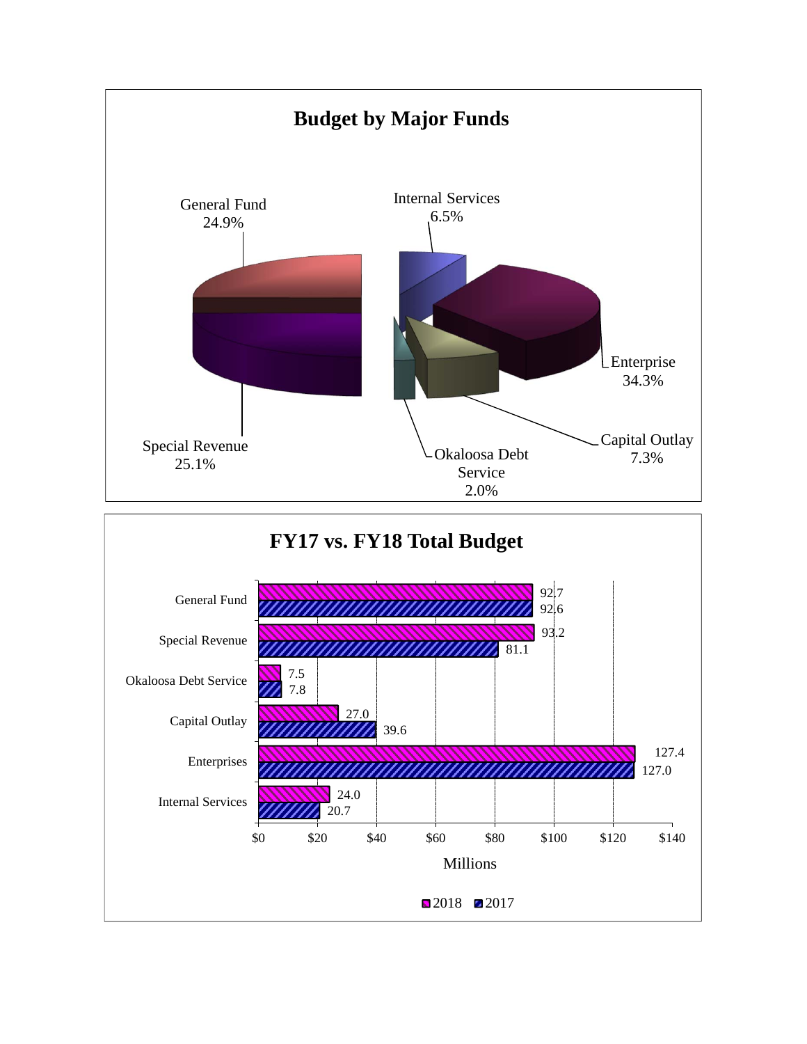## Budget by Major Funds

| Fund | Percentage |
|---|---|
| General Fund | 24.9% |
| Internal Services | 6.5% |
| Enterprise | 34.3% |
| Capital Outlay | 7.3% |
| Okaloosa Debt Service | 2.0% |
| Special Revenue | 25.1% |

## FY17 vs. FY18 Total Budget

| Fund | 2018 (Millions) | 2017 (Millions) |
|---|---|---|
| General Fund | 92.7 | 92.6 |
| Special Revenue | 93.2 | 81.1 |
| Okaloosa Debt Service | 7.5 | 7.8 |
| Capital Outlay | 27.0 | 39.6 |
| Enterprises | 127.4 | 127.0 |
| Internal Services | 24.0 | 20.7 |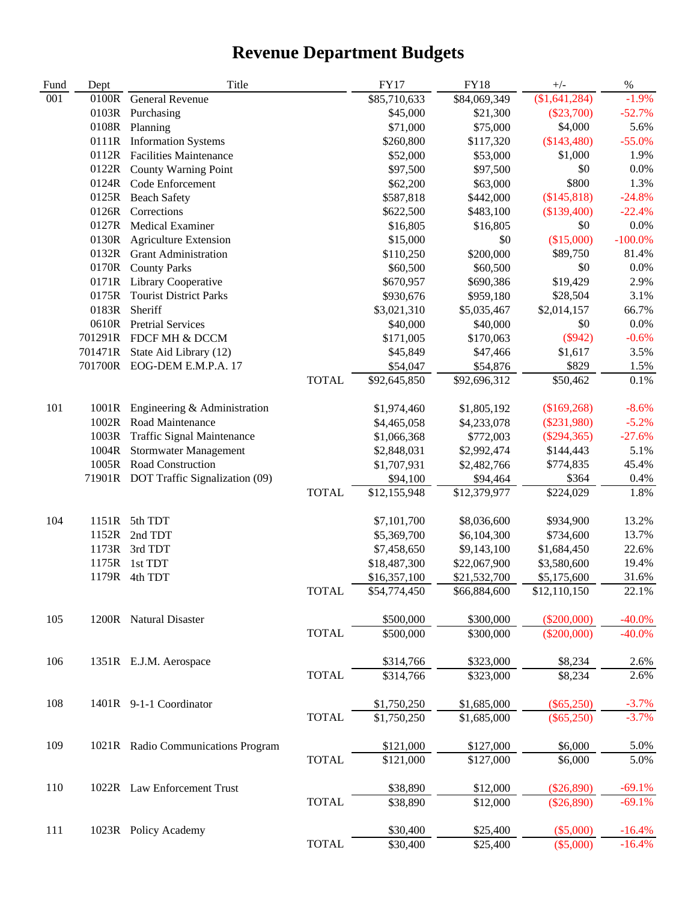# Revenue Department Budgets

| Fund | Dept | Title | | FY17 | FY18 | +/- | % |
|---|---|---|---|---|---|---|---|
| 001 | 0100R | General Revenue | | $85,710,633 | $84,069,349 | ($1,641,284) | -1.9% |
| | 0103R | Purchasing | | $45,000 | $21,300 | ($23,700) | -52.7% |
| | 0108R | Planning | | $71,000 | $75,000 | $4,000 | 5.6% |
| | 0111R | Information Systems | | $260,800 | $117,320 | ($143,480) | -55.0% |
| | 0112R | Facilities Maintenance | | $52,000 | $53,000 | $1,000 | 1.9% |
| | 0122R | County Warning Point | | $97,500 | $97,500 | $0 | 0.0% |
| | 0124R | Code Enforcement | | $62,200 | $63,000 | $800 | 1.3% |
| | 0125R | Beach Safety | | $587,818 | $442,000 | ($145,818) | -24.8% |
| | 0126R | Corrections | | $622,500 | $483,100 | ($139,400) | -22.4% |
| | 0127R | Medical Examiner | | $16,805 | $16,805 | $0 | 0.0% |
| | 0130R | Agriculture Extension | | $15,000 | $0 | ($15,000) | -100.0% |
| | 0132R | Grant Administration | | $110,250 | $200,000 | $89,750 | 81.4% |
| | 0170R | County Parks | | $60,500 | $60,500 | $0 | 0.0% |
| | 0171R | Library Cooperative | | $670,957 | $690,386 | $19,429 | 2.9% |
| | 0175R | Tourist District Parks | | $930,676 | $959,180 | $28,504 | 3.1% |
| | 0183R | Sheriff | | $3,021,310 | $5,035,467 | $2,014,157 | 66.7% |
| | 0610R | Pretrial Services | | $40,000 | $40,000 | $0 | 0.0% |
| | 701291R | FDCF MH & DCCM | | $171,005 | $170,063 | ($942) | -0.6% |
| | 701471R | State Aid Library (12) | | $45,849 | $47,466 | $1,617 | 3.5% |
| | 701700R | EOG-DEM E.M.P.A. 17 | | $54,047 | $54,876 | $829 | 1.5% |
| | | | TOTAL | $92,645,850 | $92,696,312 | $50,462 | 0.1% |
| 101 | 1001R | Engineering & Administration | | $1,974,460 | $1,805,192 | ($169,268) | -8.6% |
| | 1002R | Road Maintenance | | $4,465,058 | $4,233,078 | ($231,980) | -5.2% |
| | 1003R | Traffic Signal Maintenance | | $1,066,368 | $772,003 | ($294,365) | -27.6% |
| | 1004R | Stormwater Management | | $2,848,031 | $2,992,474 | $144,443 | 5.1% |
| | 1005R | Road Construction | | $1,707,931 | $2,482,766 | $774,835 | 45.4% |
| | 71901R | DOT Traffic Signalization (09) | | $94,100 | $94,464 | $364 | 0.4% |
| | | | TOTAL | $12,155,948 | $12,379,977 | $224,029 | 1.8% |
| 104 | 1151R | 5th TDT | | $7,101,700 | $8,036,600 | $934,900 | 13.2% |
| | 1152R | 2nd TDT | | $5,369,700 | $6,104,300 | $734,600 | 13.7% |
| | 1173R | 3rd TDT | | $7,458,650 | $9,143,100 | $1,684,450 | 22.6% |
| | 1175R | 1st TDT | | $18,487,300 | $22,067,900 | $3,580,600 | 19.4% |
| | 1179R | 4th TDT | | $16,357,100 | $21,532,700 | $5,175,600 | 31.6% |
| | | | TOTAL | $54,774,450 | $66,884,600 | $12,110,150 | 22.1% |
| 105 | 1200R | Natural Disaster | | $500,000 | $300,000 | ($200,000) | -40.0% |
| | | | TOTAL | $500,000 | $300,000 | ($200,000) | -40.0% |
| 106 | 1351R | E.J.M. Aerospace | | $314,766 | $323,000 | $8,234 | 2.6% |
| | | | TOTAL | $314,766 | $323,000 | $8,234 | 2.6% |
| 108 | 1401R | 9-1-1 Coordinator | | $1,750,250 | $1,685,000 | ($65,250) | -3.7% |
| | | | TOTAL | $1,750,250 | $1,685,000 | ($65,250) | -3.7% |
| 109 | 1021R | Radio Communications Program | | $121,000 | $127,000 | $6,000 | 5.0% |
| | | | TOTAL | $121,000 | $127,000 | $6,000 | 5.0% |
| 110 | 1022R | Law Enforcement Trust | | $38,890 | $12,000 | ($26,890) | -69.1% |
| | | | TOTAL | $38,890 | $12,000 | ($26,890) | -69.1% |
| 111 | 1023R | Policy Academy | | $30,400 | $25,400 | ($5,000) | -16.4% |
| | | | TOTAL | $30,400 | $25,400 | ($5,000) | -16.4% |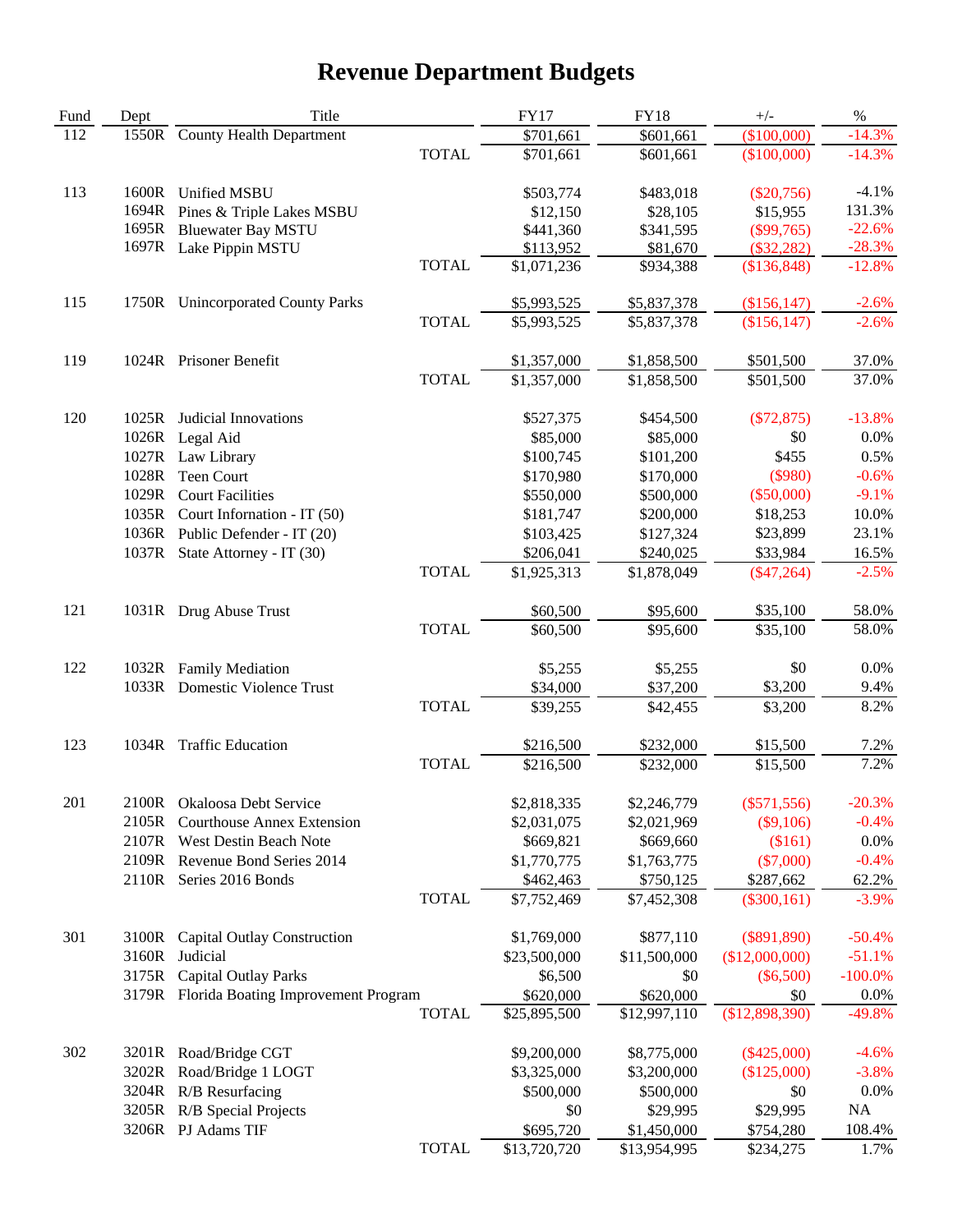# Revenue Department Budgets

| Fund | Dept | Title | | FY17 | FY18 | +/- | % |
|---|---|---|---|---|---|---|---|
| 112 | 1550R | County Health Department | | $701,661 | $601,661 | ($100,000) | -14.3% |
| | | | TOTAL | $701,661 | $601,661 | ($100,000) | -14.3% |
| | | | | | | | |
| 113 | 1600R | Unified MSBU | | $503,774 | $483,018 | ($20,756) | -4.1% |
| | 1694R | Pines & Triple Lakes MSBU | | $12,150 | $28,105 | $15,955 | 131.3% |
| | 1695R | Bluewater Bay MSTU | | $441,360 | $341,595 | ($99,765) | -22.6% |
| | 1697R | Lake Pippin MSTU | | $113,952 | $81,670 | ($32,282) | -28.3% |
| | | | TOTAL | $1,071,236 | $934,388 | ($136,848) | -12.8% |
| | | | | | | | |
| 115 | 1750R | Unincorporated County Parks | | $5,993,525 | $5,837,378 | ($156,147) | -2.6% |
| | | | TOTAL | $5,993,525 | $5,837,378 | ($156,147) | -2.6% |
| | | | | | | | |
| 119 | 1024R | Prisoner Benefit | | $1,357,000 | $1,858,500 | $501,500 | 37.0% |
| | | | TOTAL | $1,357,000 | $1,858,500 | $501,500 | 37.0% |
| | | | | | | | |
| 120 | 1025R | Judicial Innovations | | $527,375 | $454,500 | ($72,875) | -13.8% |
| | 1026R | Legal Aid | | $85,000 | $85,000 | $0 | 0.0% |
| | 1027R | Law Library | | $100,745 | $101,200 | $455 | 0.5% |
| | 1028R | Teen Court | | $170,980 | $170,000 | ($980) | -0.6% |
| | 1029R | Court Facilities | | $550,000 | $500,000 | ($50,000) | -9.1% |
| | 1035R | Court Infornation - IT (50) | | $181,747 | $200,000 | $18,253 | 10.0% |
| | 1036R | Public Defender - IT (20) | | $103,425 | $127,324 | $23,899 | 23.1% |
| | 1037R | State Attorney - IT (30) | | $206,041 | $240,025 | $33,984 | 16.5% |
| | | | TOTAL | $1,925,313 | $1,878,049 | ($47,264) | -2.5% |
| | | | | | | | |
| 121 | 1031R | Drug Abuse Trust | | $60,500 | $95,600 | $35,100 | 58.0% |
| | | | TOTAL | $60,500 | $95,600 | $35,100 | 58.0% |
| | | | | | | | |
| 122 | 1032R | Family Mediation | | $5,255 | $5,255 | $0 | 0.0% |
| | 1033R | Domestic Violence Trust | | $34,000 | $37,200 | $3,200 | 9.4% |
| | | | TOTAL | $39,255 | $42,455 | $3,200 | 8.2% |
| | | | | | | | |
| 123 | 1034R | Traffic Education | | $216,500 | $232,000 | $15,500 | 7.2% |
| | | | TOTAL | $216,500 | $232,000 | $15,500 | 7.2% |
| | | | | | | | |
| 201 | 2100R | Okaloosa Debt Service | | $2,818,335 | $2,246,779 | ($571,556) | -20.3% |
| | 2105R | Courthouse Annex Extension | | $2,031,075 | $2,021,969 | ($9,106) | -0.4% |
| | 2107R | West Destin Beach Note | | $669,821 | $669,660 | ($161) | 0.0% |
| | 2109R | Revenue Bond Series 2014 | | $1,770,775 | $1,763,775 | ($7,000) | -0.4% |
| | 2110R | Series 2016 Bonds | | $462,463 | $750,125 | $287,662 | 62.2% |
| | | | TOTAL | $7,752,469 | $7,452,308 | ($300,161) | -3.9% |
| | | | | | | | |
| 301 | 3100R | Capital Outlay Construction | | $1,769,000 | $877,110 | ($891,890) | -50.4% |
| | 3160R | Judicial | | $23,500,000 | $11,500,000 | ($12,000,000) | -51.1% |
| | 3175R | Capital Outlay Parks | | $6,500 | $0 | ($6,500) | -100.0% |
| | 3179R | Florida Boating Improvement Program | | $620,000 | $620,000 | $0 | 0.0% |
| | | | TOTAL | $25,895,500 | $12,997,110 | ($12,898,390) | -49.8% |
| | | | | | | | |
| 302 | 3201R | Road/Bridge CGT | | $9,200,000 | $8,775,000 | ($425,000) | -4.6% |
| | 3202R | Road/Bridge 1 LOGT | | $3,325,000 | $3,200,000 | ($125,000) | -3.8% |
| | 3204R | R/B Resurfacing | | $500,000 | $500,000 | $0 | 0.0% |
| | 3205R | R/B Special Projects | | $0 | $29,995 | $29,995 | NA |
| | 3206R | PJ Adams TIF | | $695,720 | $1,450,000 | $754,280 | 108.4% |
| | | | TOTAL | $13,720,720 | $13,954,995 | $234,275 | 1.7% |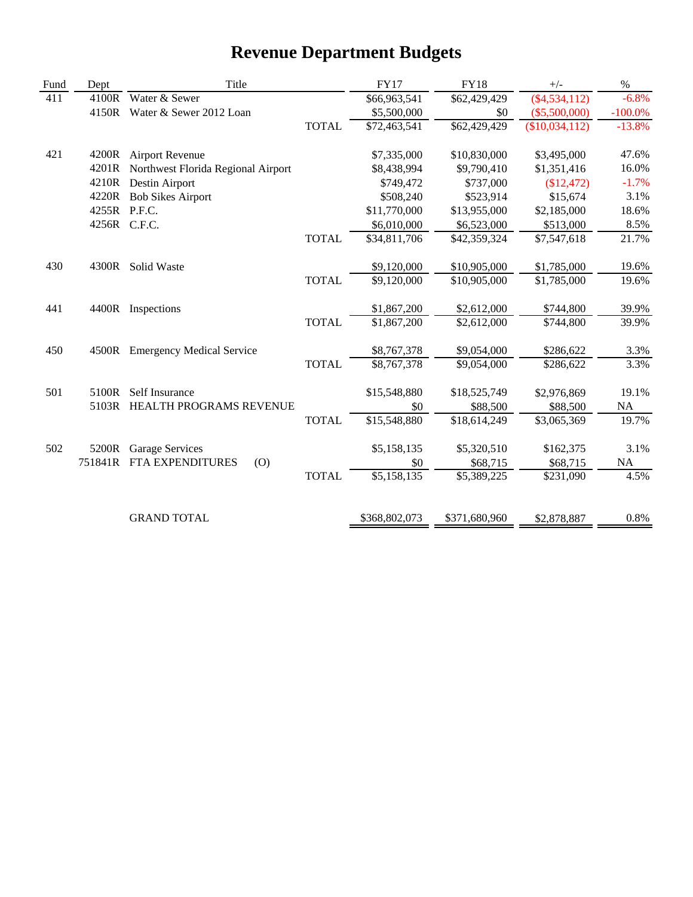# Revenue Department Budgets

| Fund | Dept | Title | | FY17 | FY18 | +/- | % |
|---|---|---|---|---|---|---|---|
| 411 | 4100R | Water & Sewer | | $66,963,541 | $62,429,429 | ($4,534,112) | -6.8% |
| | 4150R | Water & Sewer 2012 Loan | | $5,500,000 | $0 | ($5,500,000) | -100.0% |
| | | | TOTAL | $72,463,541 | $62,429,429 | ($10,034,112) | -13.8% |
| 421 | 4200R | Airport Revenue | | $7,335,000 | $10,830,000 | $3,495,000 | 47.6% |
| | 4201R | Northwest Florida Regional Airport | | $8,438,994 | $9,790,410 | $1,351,416 | 16.0% |
| | 4210R | Destin Airport | | $749,472 | $737,000 | ($12,472) | -1.7% |
| | 4220R | Bob Sikes Airport | | $508,240 | $523,914 | $15,674 | 3.1% |
| | 4255R | P.F.C. | | $11,770,000 | $13,955,000 | $2,185,000 | 18.6% |
| | 4256R | C.F.C. | | $6,010,000 | $6,523,000 | $513,000 | 8.5% |
| | | | TOTAL | $34,811,706 | $42,359,324 | $7,547,618 | 21.7% |
| 430 | 4300R | Solid Waste | | $9,120,000 | $10,905,000 | $1,785,000 | 19.6% |
| | | | TOTAL | $9,120,000 | $10,905,000 | $1,785,000 | 19.6% |
| 441 | 4400R | Inspections | | $1,867,200 | $2,612,000 | $744,800 | 39.9% |
| | | | TOTAL | $1,867,200 | $2,612,000 | $744,800 | 39.9% |
| 450 | 4500R | Emergency Medical Service | | $8,767,378 | $9,054,000 | $286,622 | 3.3% |
| | | | TOTAL | $8,767,378 | $9,054,000 | $286,622 | 3.3% |
| 501 | 5100R | Self Insurance | | $15,548,880 | $18,525,749 | $2,976,869 | 19.1% |
| | 5103R | HEALTH PROGRAMS REVENUE | | $0 | $88,500 | $88,500 | NA |
| | | | TOTAL | $15,548,880 | $18,614,249 | $3,065,369 | 19.7% |
| 502 | 5200R | Garage Services | | $5,158,135 | $5,320,510 | $162,375 | 3.1% |
| | 751841R | FTA EXPENDITURES (O) | | $0 | $68,715 | $68,715 | NA |
| | | | TOTAL | $5,158,135 | $5,389,225 | $231,090 | 4.5% |
| | | GRAND TOTAL | | $368,802,073 | $371,680,960 | $2,878,887 | 0.8% |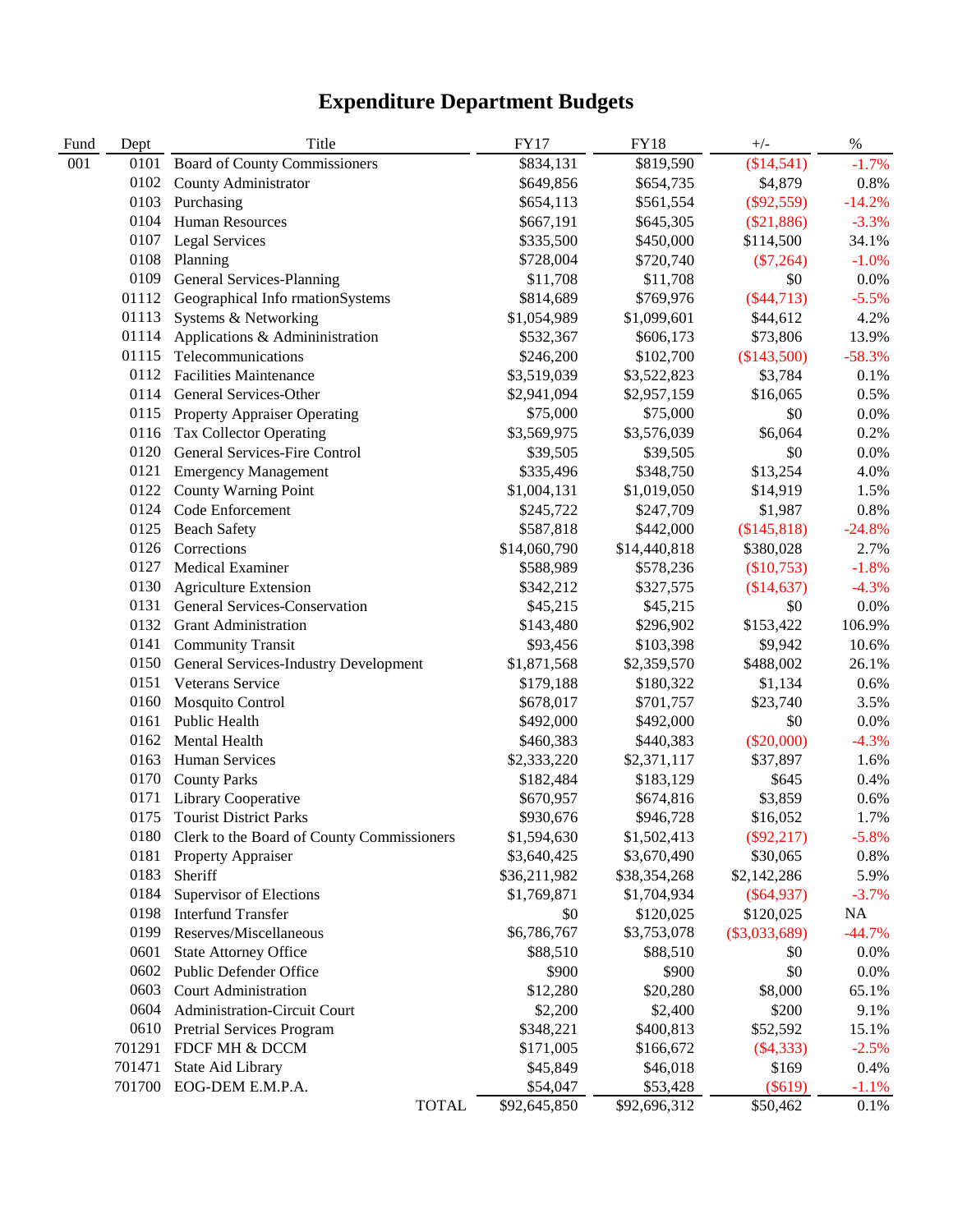# Expenditure Department Budgets

| Fund | Dept | Title | FY17 | FY18 | +/- | % |
|---|---|---|---|---|---|---|
| 001 | 0101 | Board of County Commissioners | $834,131 | $819,590 | ($14,541) | -1.7% |
| | 0102 | County Administrator | $649,856 | $654,735 | $4,879 | 0.8% |
| | 0103 | Purchasing | $654,113 | $561,554 | ($92,559) | -14.2% |
| | 0104 | Human Resources | $667,191 | $645,305 | ($21,886) | -3.3% |
| | 0107 | Legal Services | $335,500 | $450,000 | $114,500 | 34.1% |
| | 0108 | Planning | $728,004 | $720,740 | ($7,264) | -1.0% |
| | 0109 | General Services-Planning | $11,708 | $11,708 | $0 | 0.0% |
| | 01112 | Geographical Info rmationSystems | $814,689 | $769,976 | ($44,713) | -5.5% |
| | 01113 | Systems & Networking | $1,054,989 | $1,099,601 | $44,612 | 4.2% |
| | 01114 | Applications & Admininistration | $532,367 | $606,173 | $73,806 | 13.9% |
| | 01115 | Telecommunications | $246,200 | $102,700 | ($143,500) | -58.3% |
| | 0112 | Facilities Maintenance | $3,519,039 | $3,522,823 | $3,784 | 0.1% |
| | 0114 | General Services-Other | $2,941,094 | $2,957,159 | $16,065 | 0.5% |
| | 0115 | Property Appraiser Operating | $75,000 | $75,000 | $0 | 0.0% |
| | 0116 | Tax Collector Operating | $3,569,975 | $3,576,039 | $6,064 | 0.2% |
| | 0120 | General Services-Fire Control | $39,505 | $39,505 | $0 | 0.0% |
| | 0121 | Emergency Management | $335,496 | $348,750 | $13,254 | 4.0% |
| | 0122 | County Warning Point | $1,004,131 | $1,019,050 | $14,919 | 1.5% |
| | 0124 | Code Enforcement | $245,722 | $247,709 | $1,987 | 0.8% |
| | 0125 | Beach Safety | $587,818 | $442,000 | ($145,818) | -24.8% |
| | 0126 | Corrections | $14,060,790 | $14,440,818 | $380,028 | 2.7% |
| | 0127 | Medical Examiner | $588,989 | $578,236 | ($10,753) | -1.8% |
| | 0130 | Agriculture Extension | $342,212 | $327,575 | ($14,637) | -4.3% |
| | 0131 | General Services-Conservation | $45,215 | $45,215 | $0 | 0.0% |
| | 0132 | Grant Administration | $143,480 | $296,902 | $153,422 | 106.9% |
| | 0141 | Community Transit | $93,456 | $103,398 | $9,942 | 10.6% |
| | 0150 | General Services-Industry Development | $1,871,568 | $2,359,570 | $488,002 | 26.1% |
| | 0151 | Veterans Service | $179,188 | $180,322 | $1,134 | 0.6% |
| | 0160 | Mosquito Control | $678,017 | $701,757 | $23,740 | 3.5% |
| | 0161 | Public Health | $492,000 | $492,000 | $0 | 0.0% |
| | 0162 | Mental Health | $460,383 | $440,383 | ($20,000) | -4.3% |
| | 0163 | Human Services | $2,333,220 | $2,371,117 | $37,897 | 1.6% |
| | 0170 | County Parks | $182,484 | $183,129 | $645 | 0.4% |
| | 0171 | Library Cooperative | $670,957 | $674,816 | $3,859 | 0.6% |
| | 0175 | Tourist District Parks | $930,676 | $946,728 | $16,052 | 1.7% |
| | 0180 | Clerk to the Board of County Commissioners | $1,594,630 | $1,502,413 | ($92,217) | -5.8% |
| | 0181 | Property Appraiser | $3,640,425 | $3,670,490 | $30,065 | 0.8% |
| | 0183 | Sheriff | $36,211,982 | $38,354,268 | $2,142,286 | 5.9% |
| | 0184 | Supervisor of Elections | $1,769,871 | $1,704,934 | ($64,937) | -3.7% |
| | 0198 | Interfund Transfer | $0 | $120,025 | $120,025 | NA |
| | 0199 | Reserves/Miscellaneous | $6,786,767 | $3,753,078 | ($3,033,689) | -44.7% |
| | 0601 | State Attorney Office | $88,510 | $88,510 | $0 | 0.0% |
| | 0602 | Public Defender Office | $900 | $900 | $0 | 0.0% |
| | 0603 | Court Administration | $12,280 | $20,280 | $8,000 | 65.1% |
| | 0604 | Administration-Circuit Court | $2,200 | $2,400 | $200 | 9.1% |
| | 0610 | Pretrial Services Program | $348,221 | $400,813 | $52,592 | 15.1% |
| | 701291 | FDCF MH & DCCM | $171,005 | $166,672 | ($4,333) | -2.5% |
| | 701471 | State Aid Library | $45,849 | $46,018 | $169 | 0.4% |
| | 701700 | EOG-DEM E.M.P.A. | $54,047 | $53,428 | ($619) | -1.1% |
| | | TOTAL | $92,645,850 | $92,696,312 | $50,462 | 0.1% |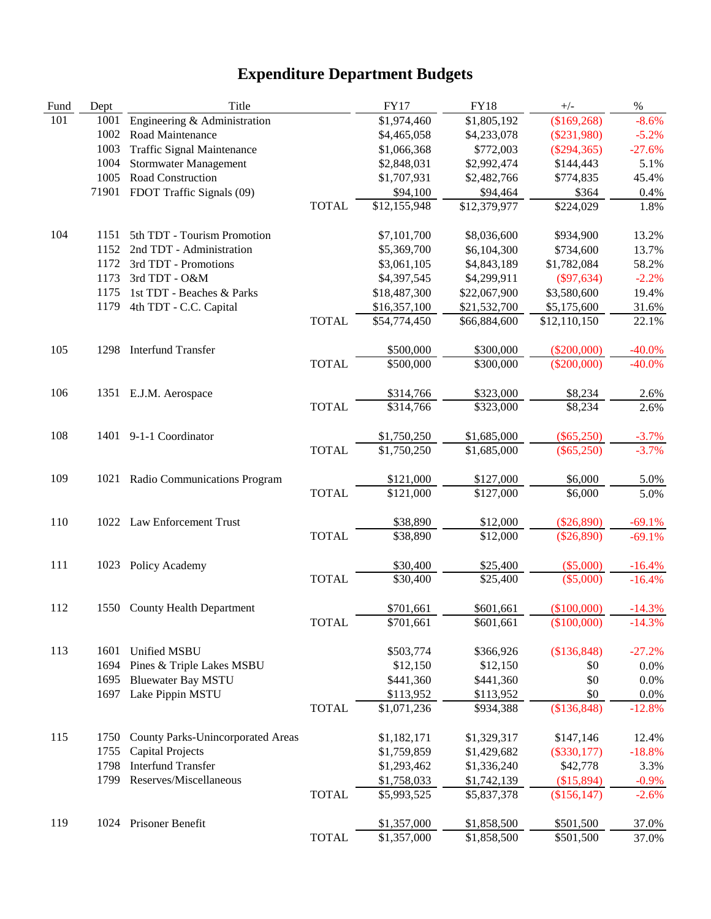# Expenditure Department Budgets

| Fund | Dept | Title | | FY17 | FY18 | +/- | % |
|---|---|---|---|---|---|---|---|
| 101 | 1001 | Engineering & Administration | | $1,974,460 | $1,805,192 | ($169,268) | -8.6% |
| | 1002 | Road Maintenance | | $4,465,058 | $4,233,078 | ($231,980) | -5.2% |
| | 1003 | Traffic Signal Maintenance | | $1,066,368 | $772,003 | ($294,365) | -27.6% |
| | 1004 | Stormwater Management | | $2,848,031 | $2,992,474 | $144,443 | 5.1% |
| | 1005 | Road Construction | | $1,707,931 | $2,482,766 | $774,835 | 45.4% |
| | 71901 | FDOT Traffic Signals (09) | | $94,100 | $94,464 | $364 | 0.4% |
| | | | TOTAL | $12,155,948 | $12,379,977 | $224,029 | 1.8% |
| 104 | 1151 | 5th TDT - Tourism Promotion | | $7,101,700 | $8,036,600 | $934,900 | 13.2% |
| | 1152 | 2nd TDT - Administration | | $5,369,700 | $6,104,300 | $734,600 | 13.7% |
| | 1172 | 3rd TDT - Promotions | | $3,061,105 | $4,843,189 | $1,782,084 | 58.2% |
| | 1173 | 3rd TDT - O&M | | $4,397,545 | $4,299,911 | ($97,634) | -2.2% |
| | 1175 | 1st TDT - Beaches & Parks | | $18,487,300 | $22,067,900 | $3,580,600 | 19.4% |
| | 1179 | 4th TDT - C.C. Capital | | $16,357,100 | $21,532,700 | $5,175,600 | 31.6% |
| | | | TOTAL | $54,774,450 | $66,884,600 | $12,110,150 | 22.1% |
| 105 | 1298 | Interfund Transfer | | $500,000 | $300,000 | ($200,000) | -40.0% |
| | | | TOTAL | $500,000 | $300,000 | ($200,000) | -40.0% |
| 106 | 1351 | E.J.M. Aerospace | | $314,766 | $323,000 | $8,234 | 2.6% |
| | | | TOTAL | $314,766 | $323,000 | $8,234 | 2.6% |
| 108 | 1401 | 9-1-1 Coordinator | | $1,750,250 | $1,685,000 | ($65,250) | -3.7% |
| | | | TOTAL | $1,750,250 | $1,685,000 | ($65,250) | -3.7% |
| 109 | 1021 | Radio Communications Program | | $121,000 | $127,000 | $6,000 | 5.0% |
| | | | TOTAL | $121,000 | $127,000 | $6,000 | 5.0% |
| 110 | 1022 | Law Enforcement Trust | | $38,890 | $12,000 | ($26,890) | -69.1% |
| | | | TOTAL | $38,890 | $12,000 | ($26,890) | -69.1% |
| 111 | 1023 | Policy Academy | | $30,400 | $25,400 | ($5,000) | -16.4% |
| | | | TOTAL | $30,400 | $25,400 | ($5,000) | -16.4% |
| 112 | 1550 | County Health Department | | $701,661 | $601,661 | ($100,000) | -14.3% |
| | | | TOTAL | $701,661 | $601,661 | ($100,000) | -14.3% |
| 113 | 1601 | Unified MSBU | | $503,774 | $366,926 | ($136,848) | -27.2% |
| | 1694 | Pines & Triple Lakes MSBU | | $12,150 | $12,150 | $0 | 0.0% |
| | 1695 | Bluewater Bay MSTU | | $441,360 | $441,360 | $0 | 0.0% |
| | 1697 | Lake Pippin MSTU | | $113,952 | $113,952 | $0 | 0.0% |
| | | | TOTAL | $1,071,236 | $934,388 | ($136,848) | -12.8% |
| 115 | 1750 | County Parks-Unincorporated Areas | | $1,182,171 | $1,329,317 | $147,146 | 12.4% |
| | 1755 | Capital Projects | | $1,759,859 | $1,429,682 | ($330,177) | -18.8% |
| | 1798 | Interfund Transfer | | $1,293,462 | $1,336,240 | $42,778 | 3.3% |
| | 1799 | Reserves/Miscellaneous | | $1,758,033 | $1,742,139 | ($15,894) | -0.9% |
| | | | TOTAL | $5,993,525 | $5,837,378 | ($156,147) | -2.6% |
| 119 | 1024 | Prisoner Benefit | | $1,357,000 | $1,858,500 | $501,500 | 37.0% |
| | | | TOTAL | $1,357,000 | $1,858,500 | $501,500 | 37.0% |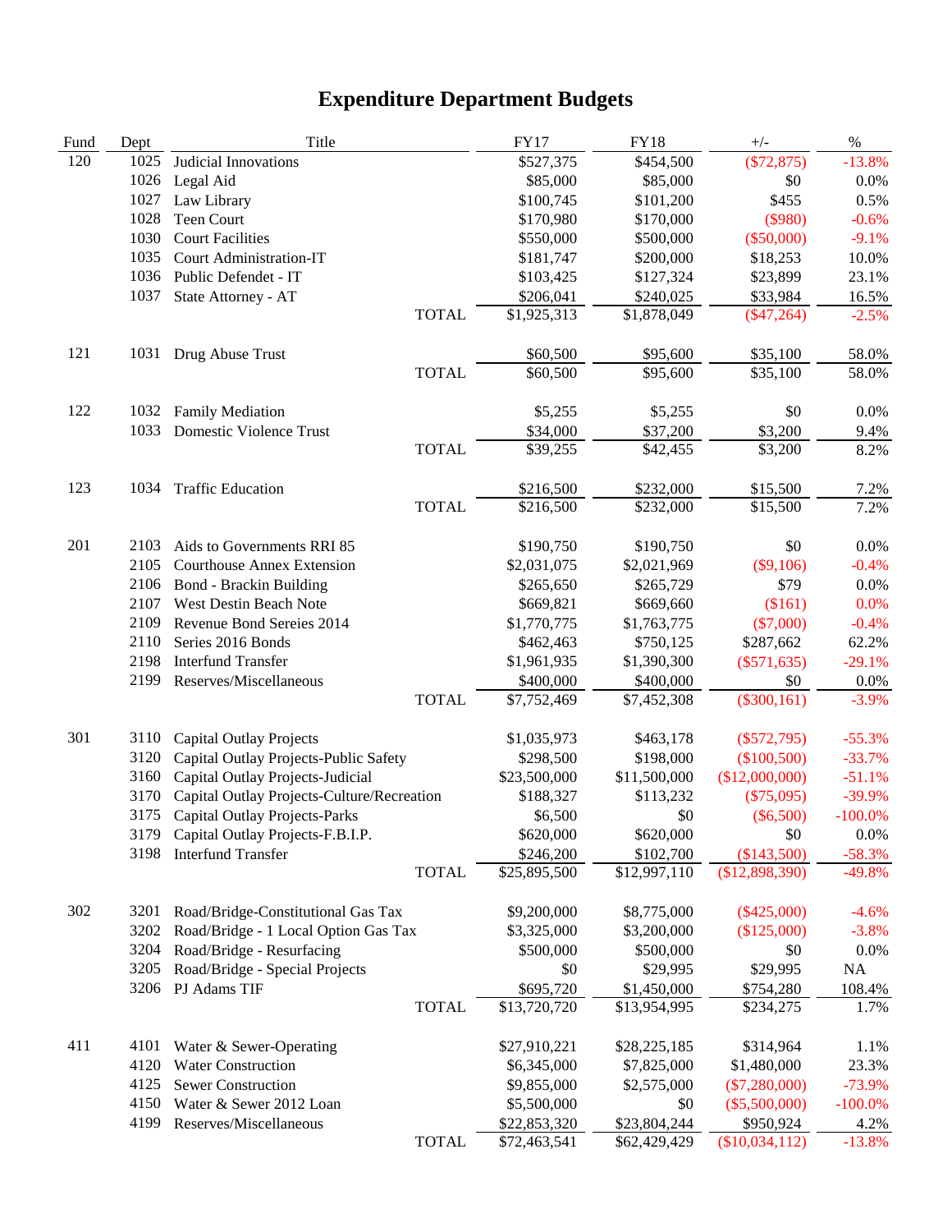# Expenditure Department Budgets

| Fund | Dept | Title | | FY17 | FY18 | +/- | % |
|---|---|---|---|---|---|---|---|
| 120 | 1025 | Judicial Innovations | | $527,375 | $454,500 | ($72,875) | -13.8% |
| | 1026 | Legal Aid | | $85,000 | $85,000 | $0 | 0.0% |
| | 1027 | Law Library | | $100,745 | $101,200 | $455 | 0.5% |
| | 1028 | Teen Court | | $170,980 | $170,000 | ($980) | -0.6% |
| | 1030 | Court Facilities | | $550,000 | $500,000 | ($50,000) | -9.1% |
| | 1035 | Court Administration-IT | | $181,747 | $200,000 | $18,253 | 10.0% |
| | 1036 | Public Defendet - IT | | $103,425 | $127,324 | $23,899 | 23.1% |
| | 1037 | State Attorney - AT | | $206,041 | $240,025 | $33,984 | 16.5% |
| | | | TOTAL | $1,925,313 | $1,878,049 | ($47,264) | -2.5% |
| 121 | 1031 | Drug Abuse Trust | | $60,500 | $95,600 | $35,100 | 58.0% |
| | | | TOTAL | $60,500 | $95,600 | $35,100 | 58.0% |
| 122 | 1032 | Family Mediation | | $5,255 | $5,255 | $0 | 0.0% |
| | 1033 | Domestic Violence Trust | | $34,000 | $37,200 | $3,200 | 9.4% |
| | | | TOTAL | $39,255 | $42,455 | $3,200 | 8.2% |
| 123 | 1034 | Traffic Education | | $216,500 | $232,000 | $15,500 | 7.2% |
| | | | TOTAL | $216,500 | $232,000 | $15,500 | 7.2% |
| 201 | 2103 | Aids to Governments RRI 85 | | $190,750 | $190,750 | $0 | 0.0% |
| | 2105 | Courthouse Annex Extension | | $2,031,075 | $2,021,969 | ($9,106) | -0.4% |
| | 2106 | Bond - Brackin Building | | $265,650 | $265,729 | $79 | 0.0% |
| | 2107 | West Destin Beach Note | | $669,821 | $669,660 | ($161) | 0.0% |
| | 2109 | Revenue Bond Sereies 2014 | | $1,770,775 | $1,763,775 | ($7,000) | -0.4% |
| | 2110 | Series 2016 Bonds | | $462,463 | $750,125 | $287,662 | 62.2% |
| | 2198 | Interfund Transfer | | $1,961,935 | $1,390,300 | ($571,635) | -29.1% |
| | 2199 | Reserves/Miscellaneous | | $400,000 | $400,000 | $0 | 0.0% |
| | | | TOTAL | $7,752,469 | $7,452,308 | ($300,161) | -3.9% |
| 301 | 3110 | Capital Outlay Projects | | $1,035,973 | $463,178 | ($572,795) | -55.3% |
| | 3120 | Capital Outlay Projects-Public Safety | | $298,500 | $198,000 | ($100,500) | -33.7% |
| | 3160 | Capital Outlay Projects-Judicial | | $23,500,000 | $11,500,000 | ($12,000,000) | -51.1% |
| | 3170 | Capital Outlay Projects-Culture/Recreation | | $188,327 | $113,232 | ($75,095) | -39.9% |
| | 3175 | Capital Outlay Projects-Parks | | $6,500 | $0 | ($6,500) | -100.0% |
| | 3179 | Capital Outlay Projects-F.B.I.P. | | $620,000 | $620,000 | $0 | 0.0% |
| | 3198 | Interfund Transfer | | $246,200 | $102,700 | ($143,500) | -58.3% |
| | | | TOTAL | $25,895,500 | $12,997,110 | ($12,898,390) | -49.8% |
| 302 | 3201 | Road/Bridge-Constitutional Gas Tax | | $9,200,000 | $8,775,000 | ($425,000) | -4.6% |
| | 3202 | Road/Bridge - 1 Local Option Gas Tax | | $3,325,000 | $3,200,000 | ($125,000) | -3.8% |
| | 3204 | Road/Bridge - Resurfacing | | $500,000 | $500,000 | $0 | 0.0% |
| | 3205 | Road/Bridge - Special Projects | | $0 | $29,995 | $29,995 | NA |
| | 3206 | PJ Adams TIF | | $695,720 | $1,450,000 | $754,280 | 108.4% |
| | | | TOTAL | $13,720,720 | $13,954,995 | $234,275 | 1.7% |
| 411 | 4101 | Water & Sewer-Operating | | $27,910,221 | $28,225,185 | $314,964 | 1.1% |
| | 4120 | Water Construction | | $6,345,000 | $7,825,000 | $1,480,000 | 23.3% |
| | 4125 | Sewer Construction | | $9,855,000 | $2,575,000 | ($7,280,000) | -73.9% |
| | 4150 | Water & Sewer 2012 Loan | | $5,500,000 | $0 | ($5,500,000) | -100.0% |
| | 4199 | Reserves/Miscellaneous | | $22,853,320 | $23,804,244 | $950,924 | 4.2% |
| | | | TOTAL | $72,463,541 | $62,429,429 | ($10,034,112) | -13.8% |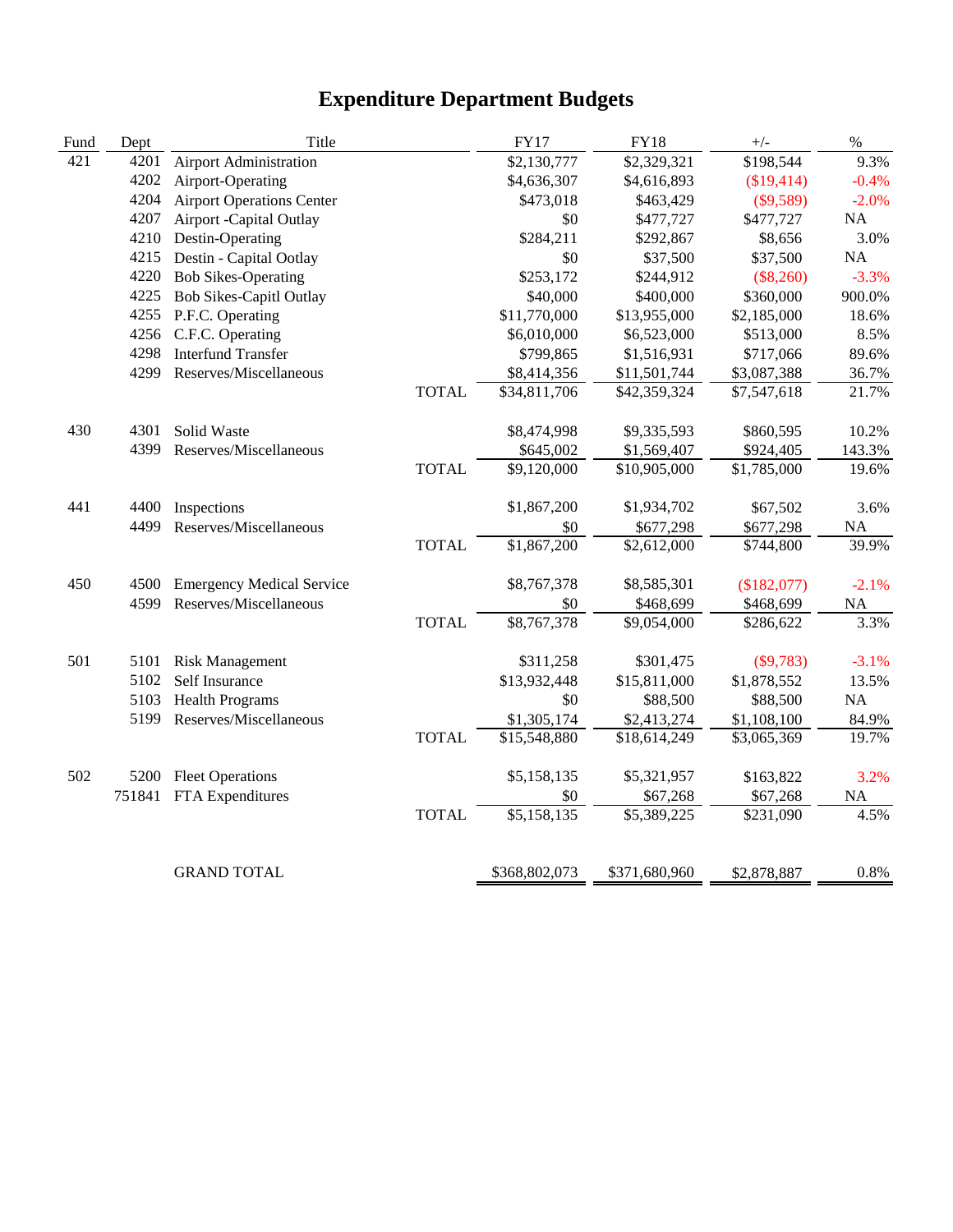# Expenditure Department Budgets

| Fund | Dept | Title | | FY17 | FY18 | +/- | % |
|---|---|---|---|---|---|---|---|
| 421 | 4201 | Airport Administration | | $2,130,777 | $2,329,321 | $198,544 | 9.3% |
| | 4202 | Airport-Operating | | $4,636,307 | $4,616,893 | ($19,414) | -0.4% |
| | 4204 | Airport Operations Center | | $473,018 | $463,429 | ($9,589) | -2.0% |
| | 4207 | Airport -Capital Outlay | | $0 | $477,727 | $477,727 | NA |
| | 4210 | Destin-Operating | | $284,211 | $292,867 | $8,656 | 3.0% |
| | 4215 | Destin - Capital Ootlay | | $0 | $37,500 | $37,500 | NA |
| | 4220 | Bob Sikes-Operating | | $253,172 | $244,912 | ($8,260) | -3.3% |
| | 4225 | Bob Sikes-Capitl Outlay | | $40,000 | $400,000 | $360,000 | 900.0% |
| | 4255 | P.F.C. Operating | | $11,770,000 | $13,955,000 | $2,185,000 | 18.6% |
| | 4256 | C.F.C. Operating | | $6,010,000 | $6,523,000 | $513,000 | 8.5% |
| | 4298 | Interfund Transfer | | $799,865 | $1,516,931 | $717,066 | 89.6% |
| | 4299 | Reserves/Miscellaneous | | $8,414,356 | $11,501,744 | $3,087,388 | 36.7% |
| | | | TOTAL | $34,811,706 | $42,359,324 | $7,547,618 | 21.7% |
| 430 | 4301 | Solid Waste | | $8,474,998 | $9,335,593 | $860,595 | 10.2% |
| | 4399 | Reserves/Miscellaneous | | $645,002 | $1,569,407 | $924,405 | 143.3% |
| | | | TOTAL | $9,120,000 | $10,905,000 | $1,785,000 | 19.6% |
| 441 | 4400 | Inspections | | $1,867,200 | $1,934,702 | $67,502 | 3.6% |
| | 4499 | Reserves/Miscellaneous | | $0 | $677,298 | $677,298 | NA |
| | | | TOTAL | $1,867,200 | $2,612,000 | $744,800 | 39.9% |
| 450 | 4500 | Emergency Medical Service | | $8,767,378 | $8,585,301 | ($182,077) | -2.1% |
| | 4599 | Reserves/Miscellaneous | | $0 | $468,699 | $468,699 | NA |
| | | | TOTAL | $8,767,378 | $9,054,000 | $286,622 | 3.3% |
| 501 | 5101 | Risk Management | | $311,258 | $301,475 | ($9,783) | -3.1% |
| | 5102 | Self Insurance | | $13,932,448 | $15,811,000 | $1,878,552 | 13.5% |
| | 5103 | Health Programs | | $0 | $88,500 | $88,500 | NA |
| | 5199 | Reserves/Miscellaneous | | $1,305,174 | $2,413,274 | $1,108,100 | 84.9% |
| | | | TOTAL | $15,548,880 | $18,614,249 | $3,065,369 | 19.7% |
| 502 | 5200 | Fleet Operations | | $5,158,135 | $5,321,957 | $163,822 | 3.2% |
| | 751841 | FTA Expenditures | | $0 | $67,268 | $67,268 | NA |
| | | | TOTAL | $5,158,135 | $5,389,225 | $231,090 | 4.5% |
| | | GRAND TOTAL | | $368,802,073 | $371,680,960 | $2,878,887 | 0.8% |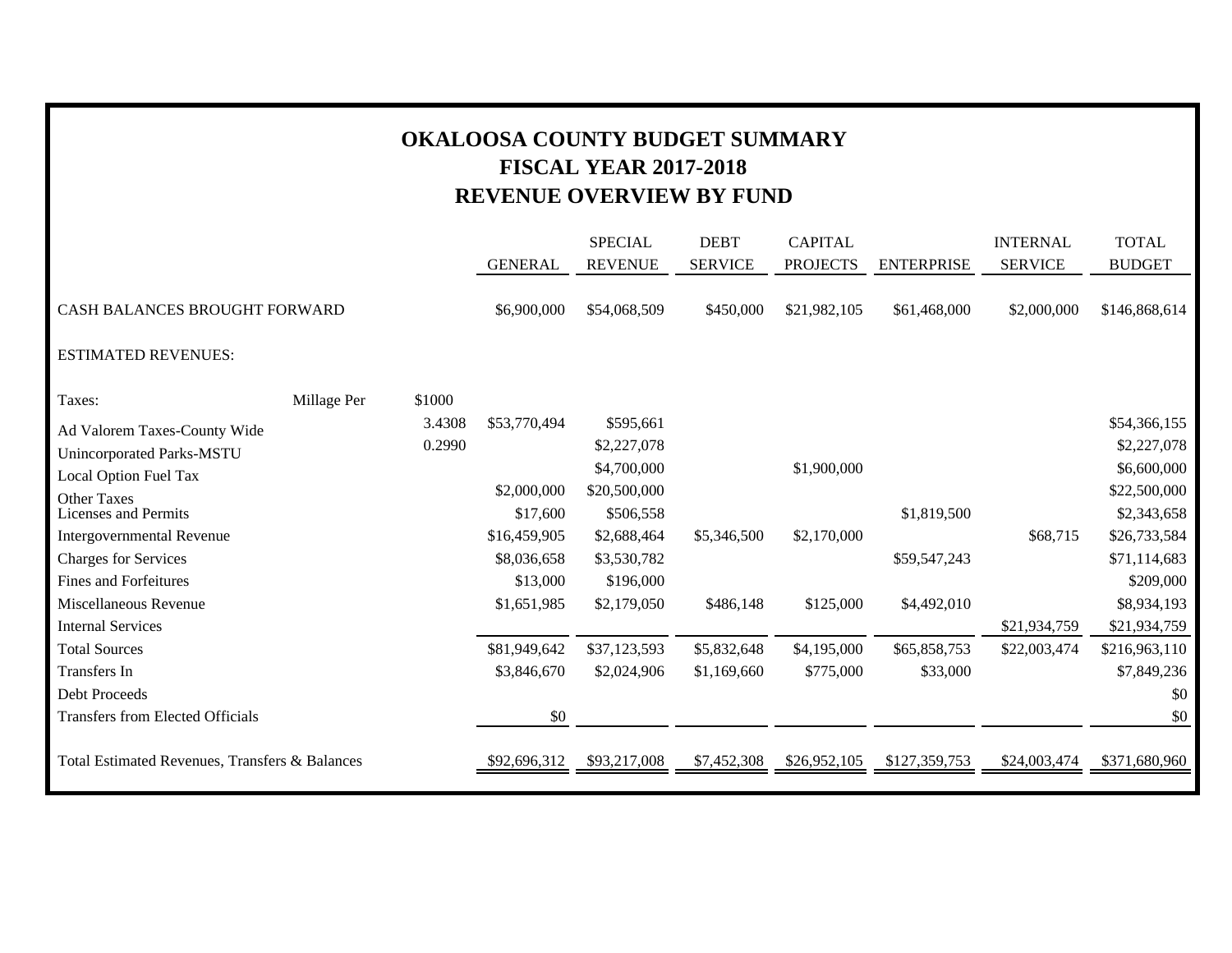# OKALOOSA COUNTY BUDGET SUMMARY
## FISCAL YEAR 2017-2018
## REVENUE OVERVIEW BY FUND

| | | | GENERAL | SPECIAL REVENUE | DEBT SERVICE | CAPITAL PROJECTS | ENTERPRISE | INTERNAL SERVICE | TOTAL BUDGET |
|---|---|---|---|---|---|---|---|---|---|
| CASH BALANCES BROUGHT FORWARD | | | $6,900,000 | $54,068,509 | $450,000 | $21,982,105 | $61,468,000 | $2,000,000 | $146,868,614 |
| ESTIMATED REVENUES: | | | | | | | | | |
| Taxes: | Millage Per | $1000 | | | | | | | |
| Ad Valorem Taxes-County Wide | | 3.4308 | $53,770,494 | $595,661 | | | | | $54,366,155 |
| Unincorporated Parks-MSTU | | 0.2990 | | $2,227,078 | | | | | $2,227,078 |
| Local Option Fuel Tax | | | | $4,700,000 | | $1,900,000 | | | $6,600,000 |
| Other Taxes | | | $2,000,000 | $20,500,000 | | | | | $22,500,000 |
| Licenses and Permits | | | $17,600 | $506,558 | | | $1,819,500 | | $2,343,658 |
| Intergovernmental Revenue | | | $16,459,905 | $2,688,464 | $5,346,500 | $2,170,000 | | $68,715 | $26,733,584 |
| Charges for Services | | | $8,036,658 | $3,530,782 | | | $59,547,243 | | $71,114,683 |
| Fines and Forfeitures | | | $13,000 | $196,000 | | | | | $209,000 |
| Miscellaneous Revenue | | | $1,651,985 | $2,179,050 | $486,148 | $125,000 | $4,492,010 | | $8,934,193 |
| Internal Services | | | | | | | | $21,934,759 | $21,934,759 |
| Total Sources | | | $81,949,642 | $37,123,593 | $5,832,648 | $4,195,000 | $65,858,753 | $22,003,474 | $216,963,110 |
| Transfers In | | | $3,846,670 | $2,024,906 | $1,169,660 | $775,000 | $33,000 | | $7,849,236 |
| Debt Proceeds | | | | | | | | | $0 |
| Transfers from Elected Officials | | | $0 | | | | | | $0 |
| Total Estimated Revenues, Transfers & Balances | | | $92,696,312 | $93,217,008 | $7,452,308 | $26,952,105 | $127,359,753 | $24,003,474 | $371,680,960 |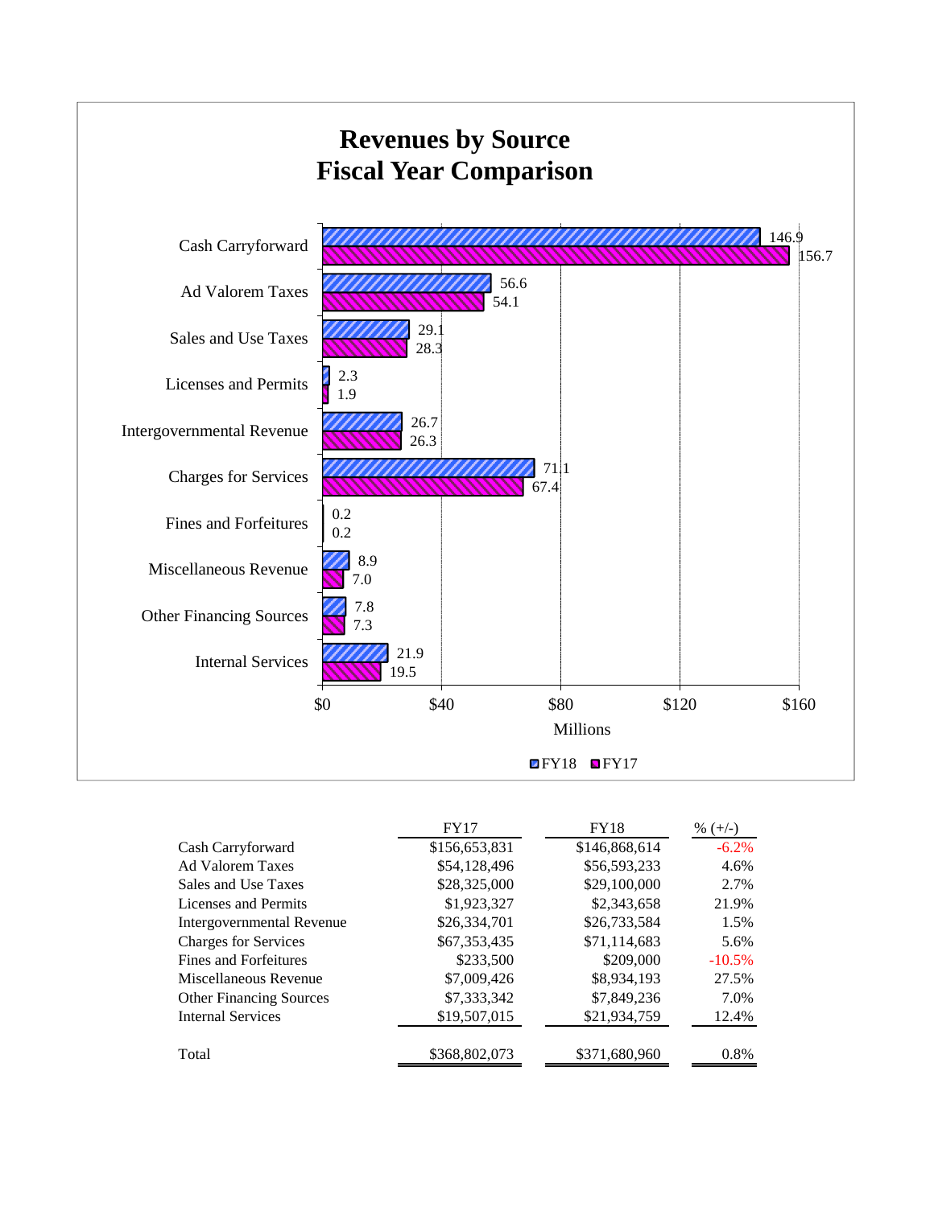## Revenues by Source
## Fiscal Year Comparison

| Source | FY17 | FY18 | % (+/-) |
|---|---|---|---|
| Cash Carryforward | $156,653,831 | $146,868,614 | -6.2% |
| Ad Valorem Taxes | $54,128,496 | $56,593,233 | 4.6% |
| Sales and Use Taxes | $28,325,000 | $29,100,000 | 2.7% |
| Licenses and Permits | $1,923,327 | $2,343,658 | 21.9% |
| Intergovernmental Revenue | $26,334,701 | $26,733,584 | 1.5% |
| Charges for Services | $67,353,435 | $71,114,683 | 5.6% |
| Fines and Forfeitures | $233,500 | $209,000 | -10.5% |
| Miscellaneous Revenue | $7,009,426 | $8,934,193 | 27.5% |
| Other Financing Sources | $7,333,342 | $7,849,236 | 7.0% |
| Internal Services | $19,507,015 | $21,934,759 | 12.4% |
| Total | $368,802,073 | $371,680,960 | 0.8% |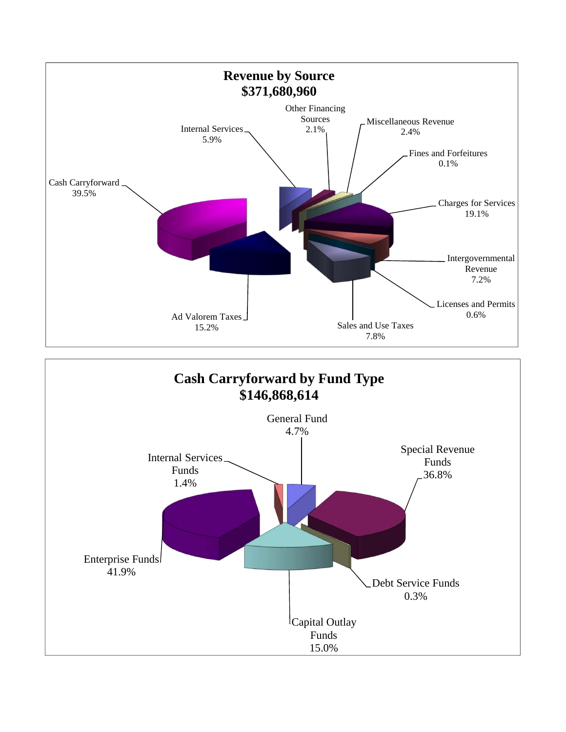## Revenue by Source
## $371,680,960

| Source | Percent |
|---|---|
| Cash Carryforward | 39.5% |
| Internal Services | 5.9% |
| Other Financing Sources | 2.1% |
| Miscellaneous Revenue | 2.4% |
| Fines and Forfeitures | 0.1% |
| Charges for Services | 19.1% |
| Intergovernmental Revenue | 7.2% |
| Licenses and Permits | 0.6% |
| Sales and Use Taxes | 7.8% |
| Ad Valorem Taxes | 15.2% |

## Cash Carryforward by Fund Type
## $146,868,614

| Fund Type | Percent |
|---|---|
| General Fund | 4.7% |
| Special Revenue Funds | 36.8% |
| Debt Service Funds | 0.3% |
| Capital Outlay Funds | 15.0% |
| Enterprise Funds | 41.9% |
| Internal Services Funds | 1.4% |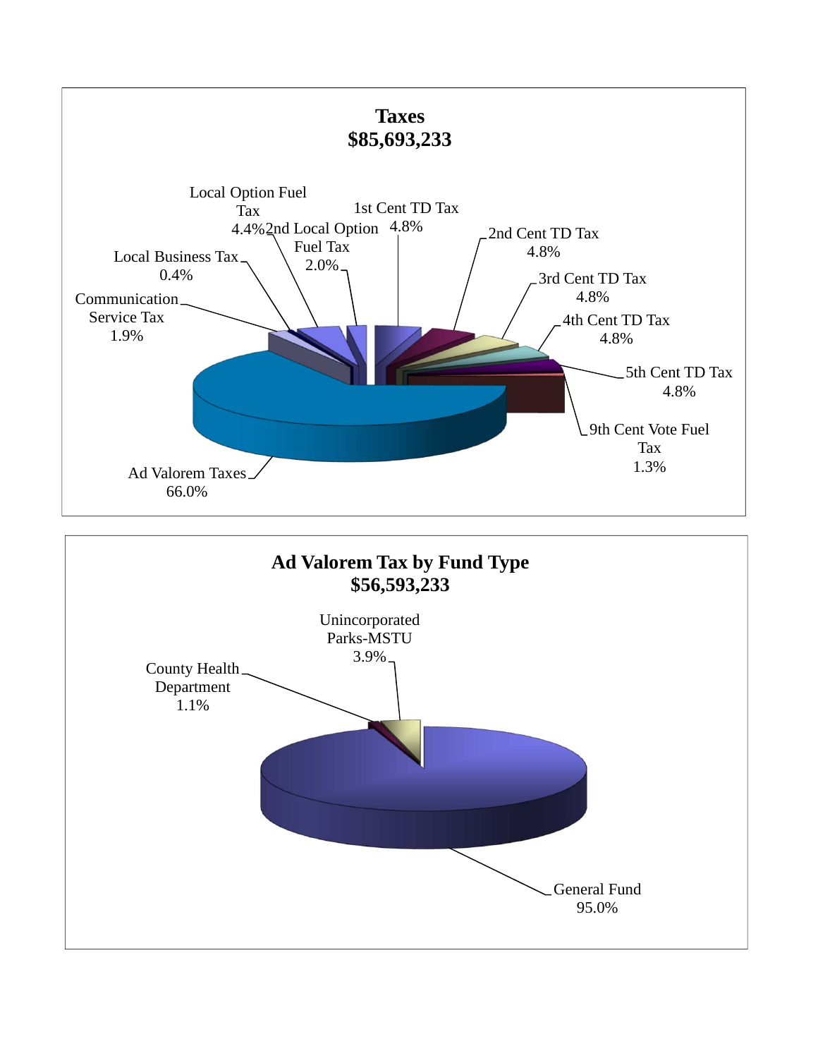**Taxes**
**$85,693,233**

| Category | Percent |
| --- | --- |
| Ad Valorem Taxes | 66.0% |
| Communication Service Tax | 1.9% |
| Local Business Tax | 0.4% |
| Local Option Fuel Tax | 4.4% |
| 2nd Local Option Fuel Tax | 2.0% |
| 1st Cent TD Tax | 4.8% |
| 2nd Cent TD Tax | 4.8% |
| 3rd Cent TD Tax | 4.8% |
| 4th Cent TD Tax | 4.8% |
| 5th Cent TD Tax | 4.8% |
| 9th Cent Vote Fuel Tax | 1.3% |

**Ad Valorem Tax by Fund Type**
**$56,593,233**

| Category | Percent |
| --- | --- |
| General Fund | 95.0% |
| County Health Department | 1.1% |
| Unincorporated Parks-MSTU | 3.9% |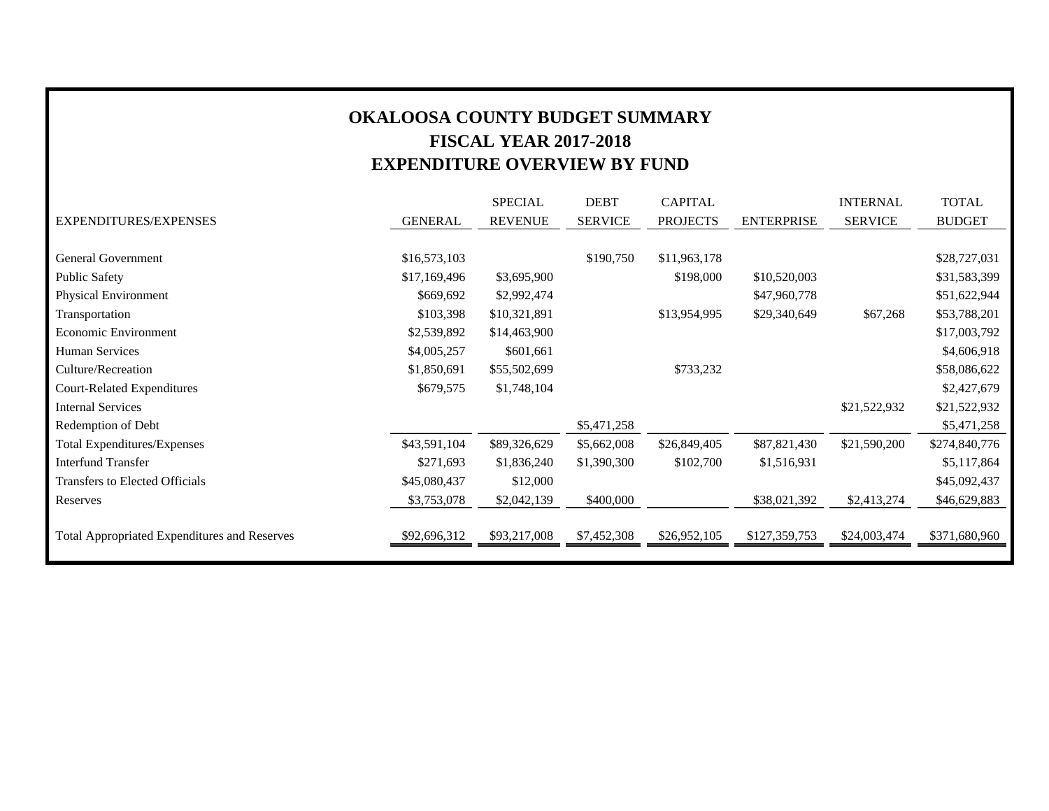# OKALOOSA COUNTY BUDGET SUMMARY
## FISCAL YEAR 2017-2018
## EXPENDITURE OVERVIEW BY FUND

| EXPENDITURES/EXPENSES | GENERAL | SPECIAL REVENUE | DEBT SERVICE | CAPITAL PROJECTS | ENTERPRISE | INTERNAL SERVICE | TOTAL BUDGET |
|---|---|---|---|---|---|---|---|
| General Government | $16,573,103 | | $190,750 | $11,963,178 | | | $28,727,031 |
| Public Safety | $17,169,496 | $3,695,900 | | $198,000 | $10,520,003 | | $31,583,399 |
| Physical Environment | $669,692 | $2,992,474 | | | $47,960,778 | | $51,622,944 |
| Transportation | $103,398 | $10,321,891 | | $13,954,995 | $29,340,649 | $67,268 | $53,788,201 |
| Economic Environment | $2,539,892 | $14,463,900 | | | | | $17,003,792 |
| Human Services | $4,005,257 | $601,661 | | | | | $4,606,918 |
| Culture/Recreation | $1,850,691 | $55,502,699 | | $733,232 | | | $58,086,622 |
| Court-Related Expenditures | $679,575 | $1,748,104 | | | | | $2,427,679 |
| Internal Services | | | | | | $21,522,932 | $21,522,932 |
| Redemption of Debt | | | $5,471,258 | | | | $5,471,258 |
| Total Expenditures/Expenses | $43,591,104 | $89,326,629 | $5,662,008 | $26,849,405 | $87,821,430 | $21,590,200 | $274,840,776 |
| Interfund Transfer | $271,693 | $1,836,240 | $1,390,300 | $102,700 | $1,516,931 | | $5,117,864 |
| Transfers to Elected Officials | $45,080,437 | $12,000 | | | | | $45,092,437 |
| Reserves | $3,753,078 | $2,042,139 | $400,000 | | $38,021,392 | $2,413,274 | $46,629,883 |
| Total Appropriated Expenditures and Reserves | $92,696,312 | $93,217,008 | $7,452,308 | $26,952,105 | $127,359,753 | $24,003,474 | $371,680,960 |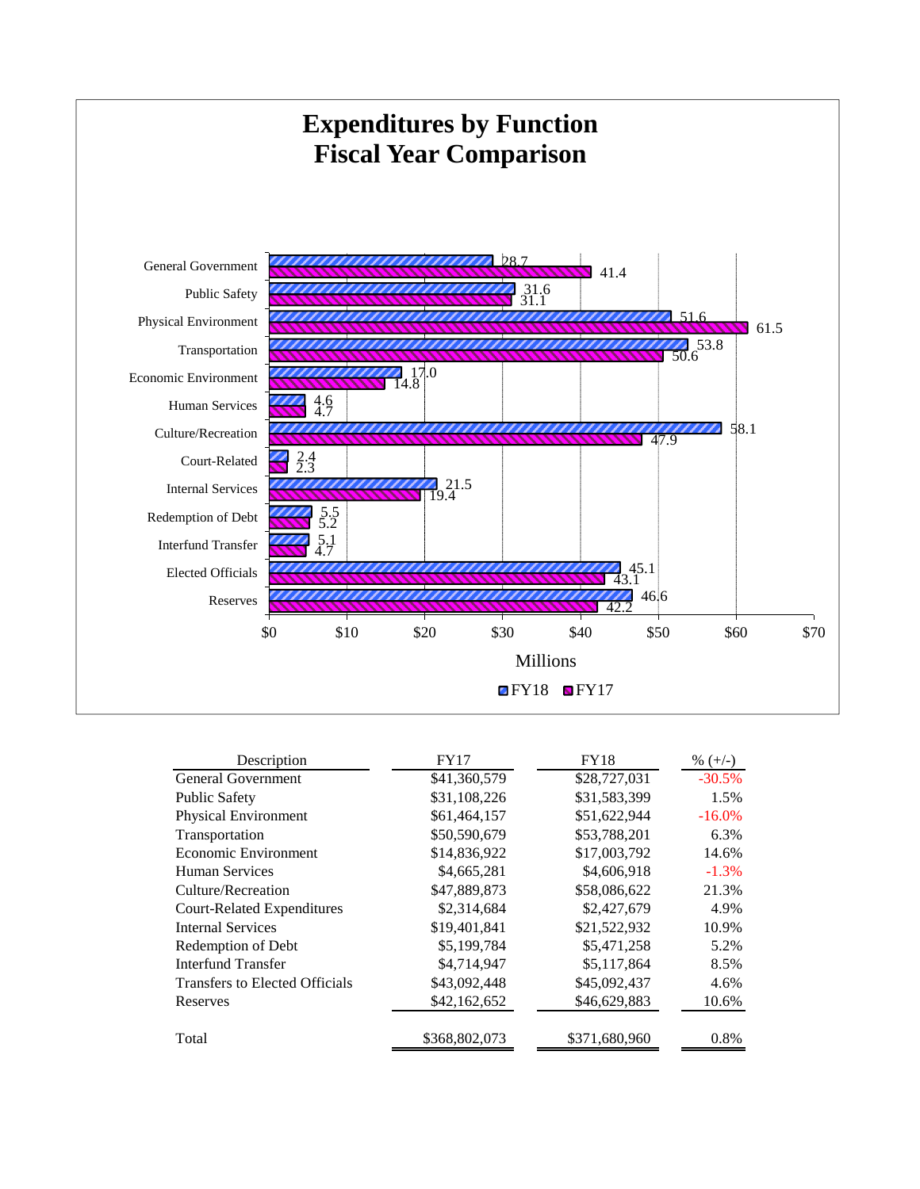# Expenditures by Function
# Fiscal Year Comparison

| Function | FY18 | FY17 |
|---|---|---|
| General Government | 28.7 | 41.4 |
| Public Safety | 31.6 | 31.1 |
| Physical Environment | 51.6 | 61.5 |
| Transportation | 53.8 | 50.6 |
| Economic Environment | 17.0 | 14.8 |
| Human Services | 4.6 | 4.7 |
| Culture/Recreation | 58.1 | 47.9 |
| Court-Related | 2.4 | 2.3 |
| Internal Services | 21.5 | 19.4 |
| Redemption of Debt | 5.5 | 5.2 |
| Interfund Transfer | 5.1 | 4.7 |
| Elected Officials | 45.1 | 43.1 |
| Reserves | 46.6 | 42.2 |

Millions

| Description | FY17 | FY18 | % (+/-) |
|---|---|---|---|
| General Government | $41,360,579 | $28,727,031 | -30.5% |
| Public Safety | $31,108,226 | $31,583,399 | 1.5% |
| Physical Environment | $61,464,157 | $51,622,944 | -16.0% |
| Transportation | $50,590,679 | $53,788,201 | 6.3% |
| Economic Environment | $14,836,922 | $17,003,792 | 14.6% |
| Human Services | $4,665,281 | $4,606,918 | -1.3% |
| Culture/Recreation | $47,889,873 | $58,086,622 | 21.3% |
| Court-Related Expenditures | $2,314,684 | $2,427,679 | 4.9% |
| Internal Services | $19,401,841 | $21,522,932 | 10.9% |
| Redemption of Debt | $5,199,784 | $5,471,258 | 5.2% |
| Interfund Transfer | $4,714,947 | $5,117,864 | 8.5% |
| Transfers to Elected Officials | $43,092,448 | $45,092,437 | 4.6% |
| Reserves | $42,162,652 | $46,629,883 | 10.6% |
| Total | $368,802,073 | $371,680,960 | 0.8% |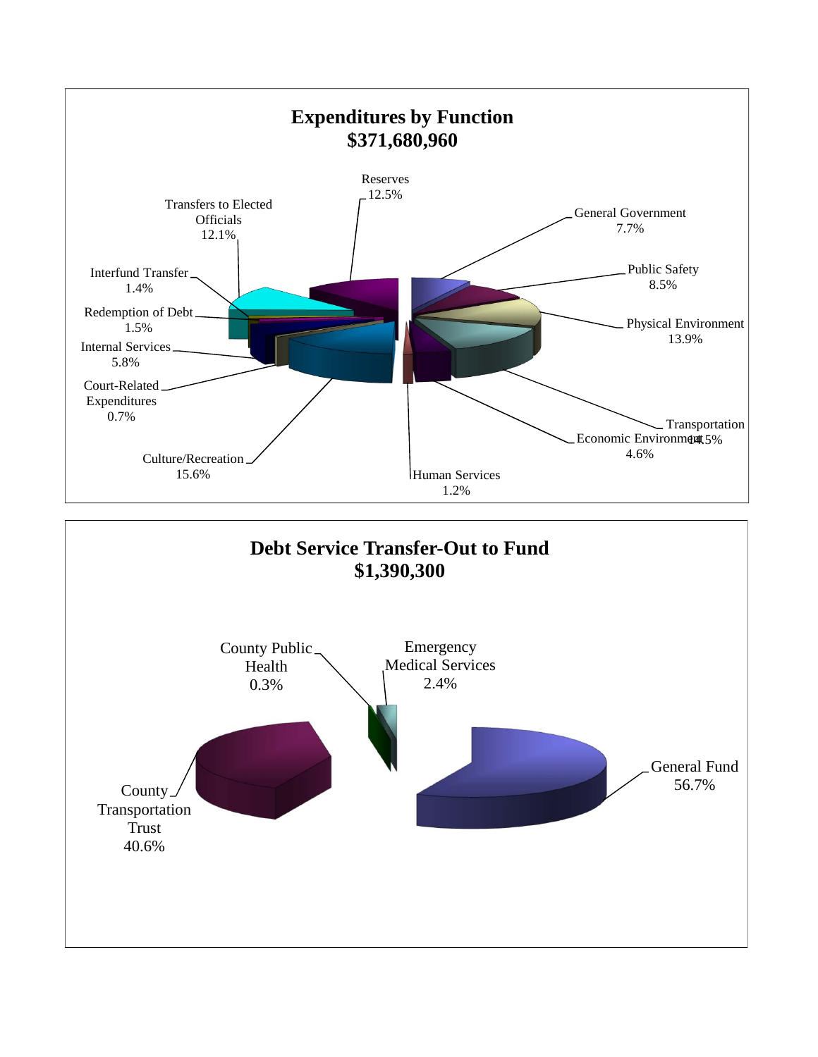## Expenditures by Function
## $371,680,960

| Function | Percentage |
|---|---|
| Reserves | 12.5% |
| General Government | 7.7% |
| Public Safety | 8.5% |
| Physical Environment | 13.9% |
| Transportation | 14.5% |
| Economic Environment | 4.6% |
| Human Services | 1.2% |
| Culture/Recreation | 15.6% |
| Court-Related Expenditures | 0.7% |
| Internal Services | 5.8% |
| Redemption of Debt | 1.5% |
| Interfund Transfer | 1.4% |
| Transfers to Elected Officials | 12.1% |

## Debt Service Transfer-Out to Fund
## $1,390,300

| Fund | Percentage |
|---|---|
| County Public Health | 0.3% |
| Emergency Medical Services | 2.4% |
| General Fund | 56.7% |
| County Transportation Trust | 40.6% |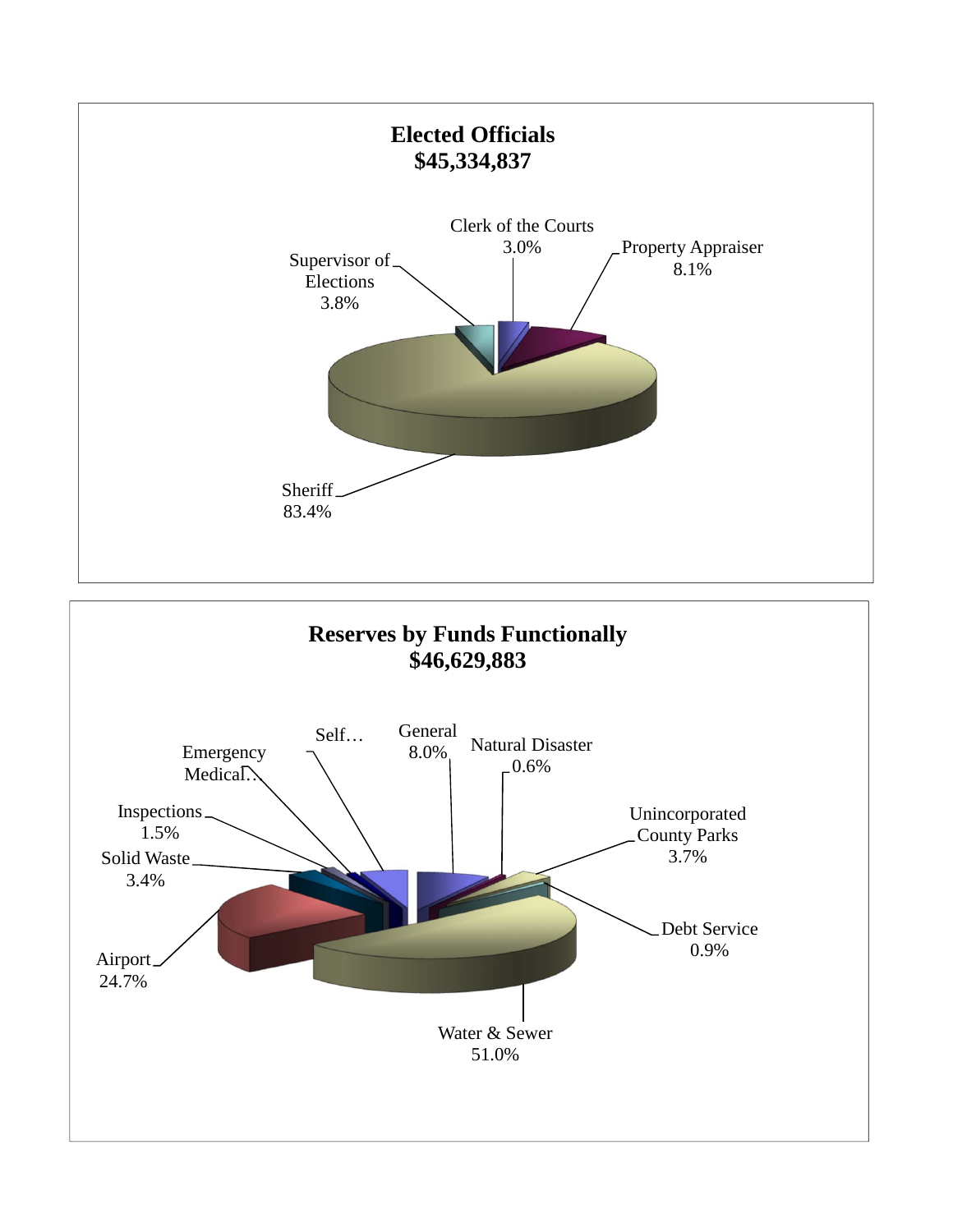## Elected Officials
## $45,334,837

- Clerk of the Courts 3.0%
- Property Appraiser 8.1%
- Supervisor of Elections 3.8%
- Sheriff 83.4%

## Reserves by Funds Functionally
## $46,629,883

- Self…
- General 8.0%
- Natural Disaster 0.6%
- Emergency Medical…
- Inspections 1.5%
- Unincorporated County Parks 3.7%
- Solid Waste 3.4%
- Debt Service 0.9%
- Airport 24.7%
- Water & Sewer 51.0%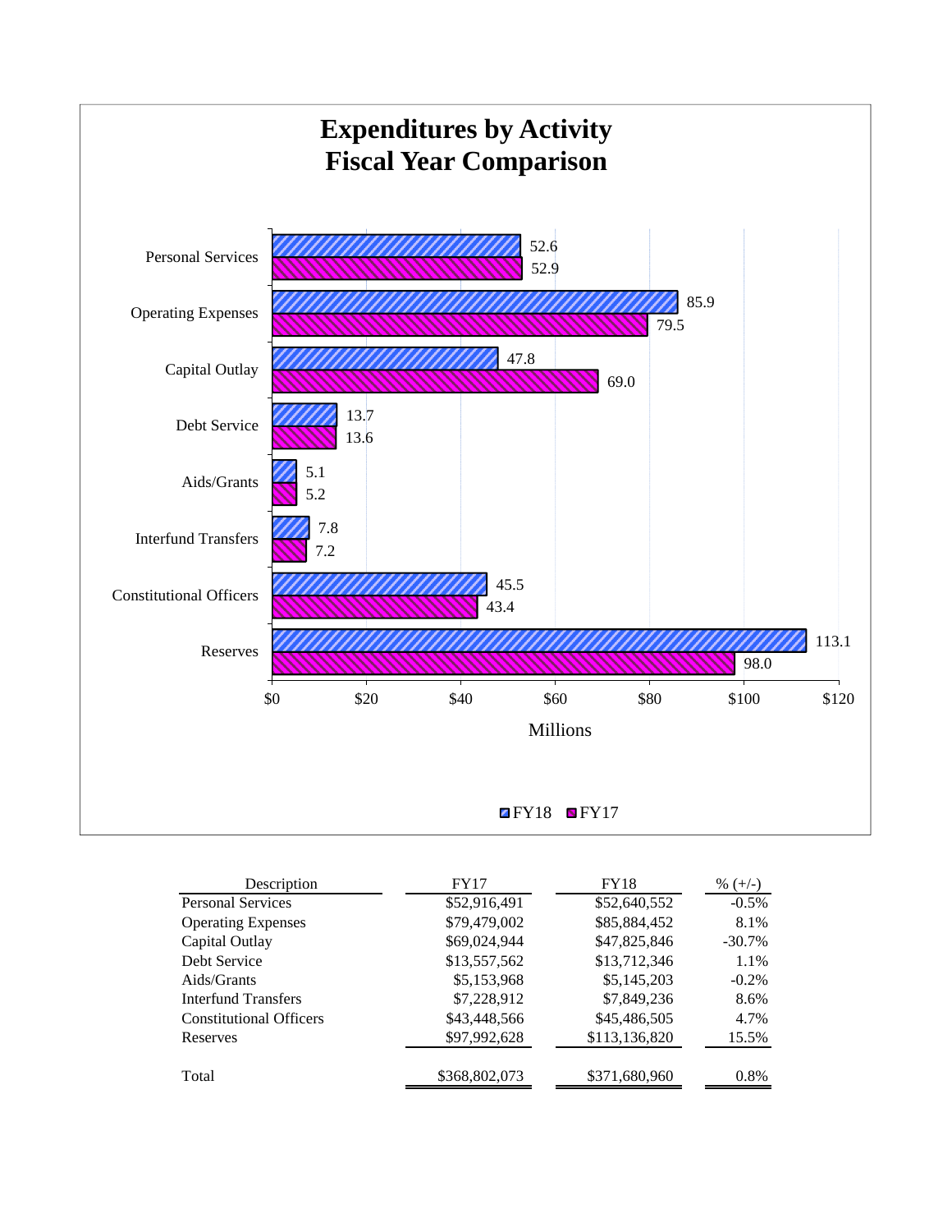# Expenditures by Activity
# Fiscal Year Comparison

| Activity | FY18 (Millions) | FY17 (Millions) |
|---|---|---|
| Personal Services | 52.6 | 52.9 |
| Operating Expenses | 85.9 | 79.5 |
| Capital Outlay | 47.8 | 69.0 |
| Debt Service | 13.7 | 13.6 |
| Aids/Grants | 5.1 | 5.2 |
| Interfund Transfers | 7.8 | 7.2 |
| Constitutional Officers | 45.5 | 43.4 |
| Reserves | 113.1 | 98.0 |

| Description | FY17 | FY18 | % (+/-) |
|---|---|---|---|
| Personal Services | $52,916,491 | $52,640,552 | -0.5% |
| Operating Expenses | $79,479,002 | $85,884,452 | 8.1% |
| Capital Outlay | $69,024,944 | $47,825,846 | -30.7% |
| Debt Service | $13,557,562 | $13,712,346 | 1.1% |
| Aids/Grants | $5,153,968 | $5,145,203 | -0.2% |
| Interfund Transfers | $7,228,912 | $7,849,236 | 8.6% |
| Constitutional Officers | $43,448,566 | $45,486,505 | 4.7% |
| Reserves | $97,992,628 | $113,136,820 | 15.5% |
| Total | $368,802,073 | $371,680,960 | 0.8% |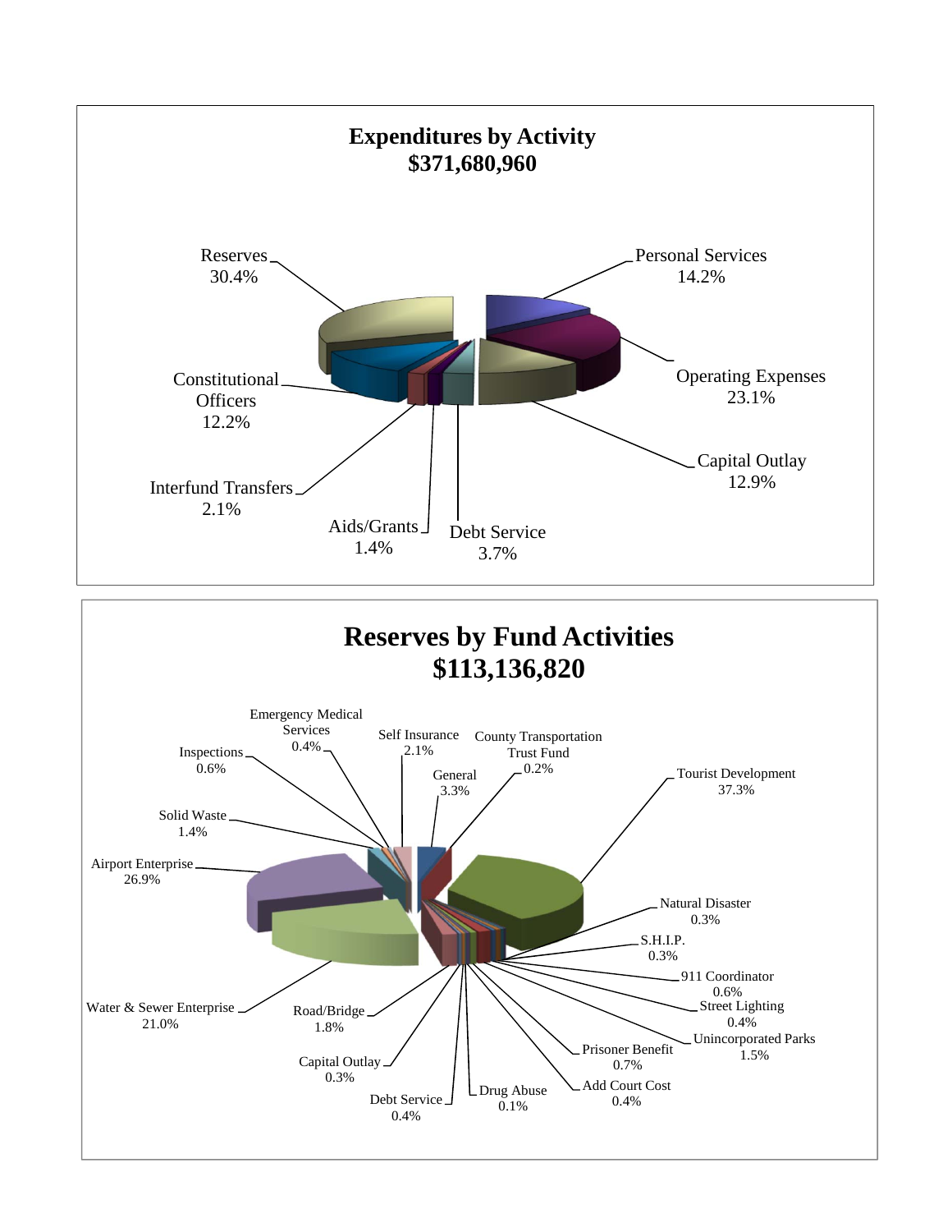**Expenditures by Activity**
**$371,680,960**

Reserves
30.4%

Personal Services
14.2%

Operating Expenses
23.1%

Constitutional Officers
12.2%

Capital Outlay
12.9%

Interfund Transfers
2.1%

Aids/Grants
1.4%

Debt Service
3.7%

**Reserves by Fund Activities**
**$113,136,820**

Emergency Medical Services
0.4%

Self Insurance
2.1%

County Transportation Trust Fund
0.2%

Inspections
0.6%

General
3.3%

Tourist Development
37.3%

Solid Waste
1.4%

Airport Enterprise
26.9%

Natural Disaster
0.3%

S.H.I.P.
0.3%

911 Coordinator
0.6%

Street Lighting
0.4%

Water & Sewer Enterprise
21.0%

Road/Bridge
1.8%

Unincorporated Parks
1.5%

Prisoner Benefit
0.7%

Capital Outlay
0.3%

Add Court Cost
0.4%

Drug Abuse
0.1%

Debt Service
0.4%